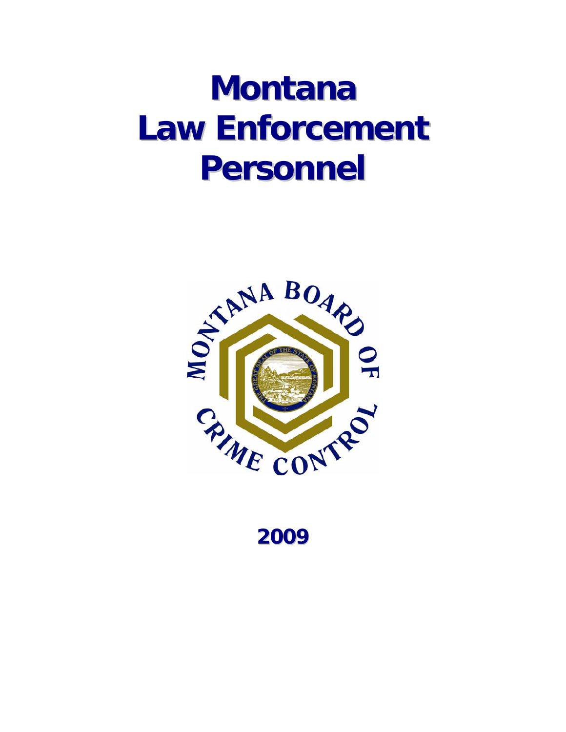# Montana Law Enforcement Personnel

2009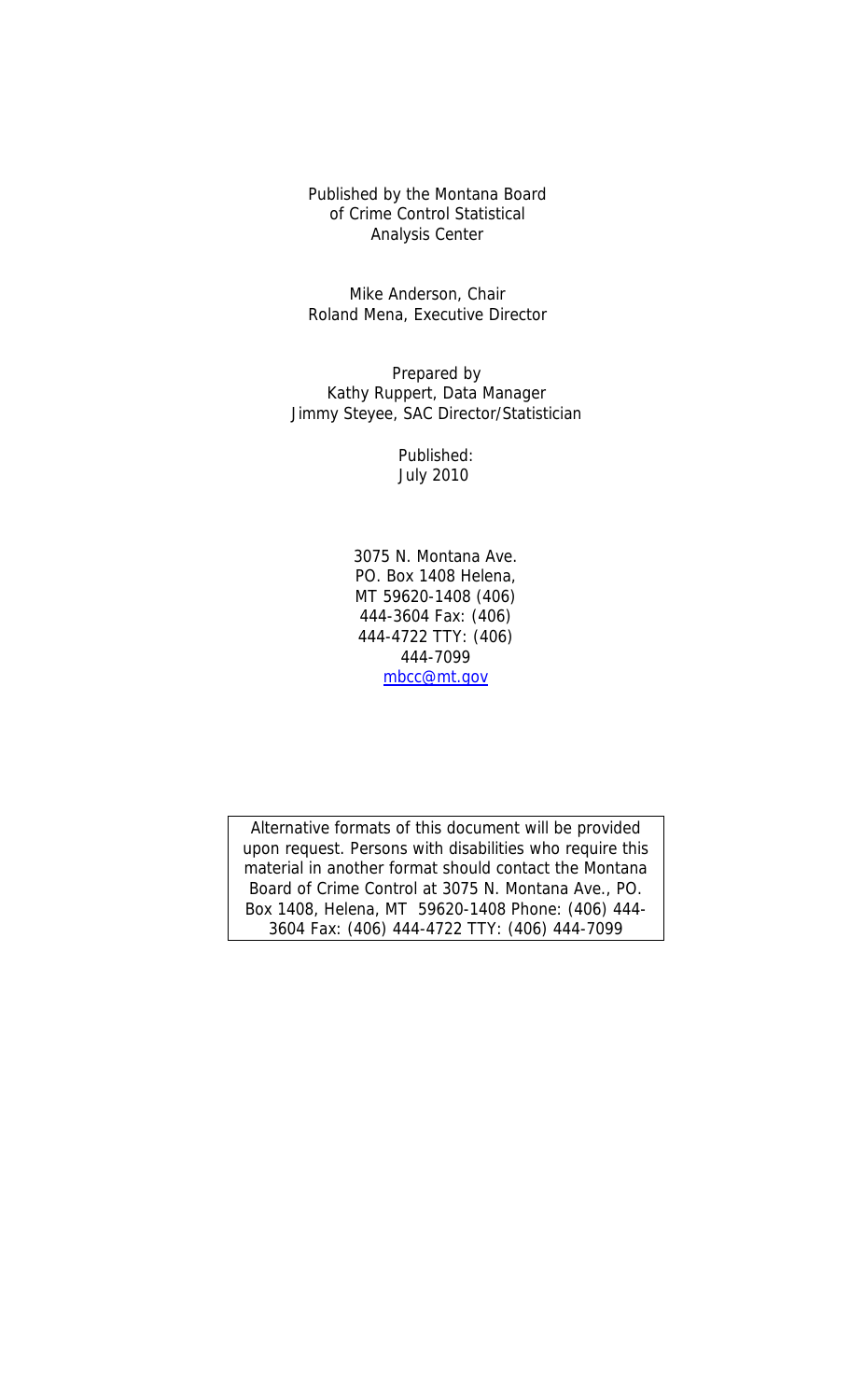Published by the Montana Board
of Crime Control Statistical
Analysis Center

Mike Anderson, Chair
Roland Mena, Executive Director

Prepared by
Kathy Ruppert, Data Manager
Jimmy Steyee, SAC Director/Statistician

Published:
July 2010

3075 N. Montana Ave.
PO. Box 1408 Helena,
MT 59620-1408 (406)
444-3604 Fax: (406)
444-4722 TTY: (406)
444-7099
mbcc@mt.gov

Alternative formats of this document will be provided upon request. Persons with disabilities who require this material in another format should contact the Montana Board of Crime Control at 3075 N. Montana Ave., PO. Box 1408, Helena, MT 59620-1408 Phone: (406) 444-3604 Fax: (406) 444-4722 TTY: (406) 444-7099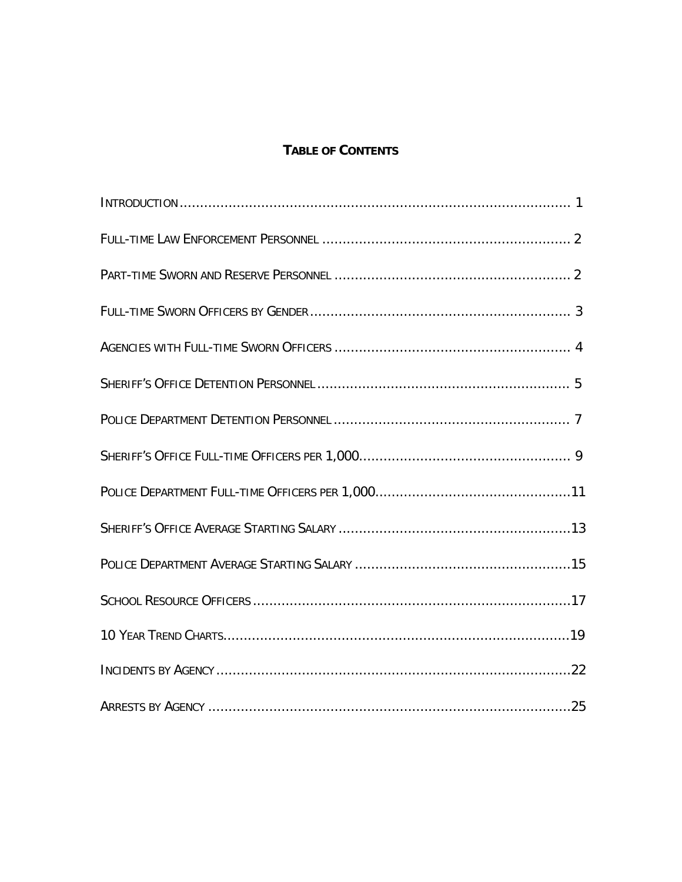# TABLE OF CONTENTS

| | |
|---|---|
| INTRODUCTION | 1 |
| FULL-TIME LAW ENFORCEMENT PERSONNEL | 2 |
| PART-TIME SWORN AND RESERVE PERSONNEL | 2 |
| FULL-TIME SWORN OFFICERS BY GENDER | 3 |
| AGENCIES WITH FULL-TIME SWORN OFFICERS | 4 |
| SHERIFF'S OFFICE DETENTION PERSONNEL | 5 |
| POLICE DEPARTMENT DETENTION PERSONNEL | 7 |
| SHERIFF'S OFFICE FULL-TIME OFFICERS PER 1,000 | 9 |
| POLICE DEPARTMENT FULL-TIME OFFICERS PER 1,000 | 11 |
| SHERIFF'S OFFICE AVERAGE STARTING SALARY | 13 |
| POLICE DEPARTMENT AVERAGE STARTING SALARY | 15 |
| SCHOOL RESOURCE OFFICERS | 17 |
| 10 YEAR TREND CHARTS | 19 |
| INCIDENTS BY AGENCY | 22 |
| ARRESTS BY AGENCY | 25 |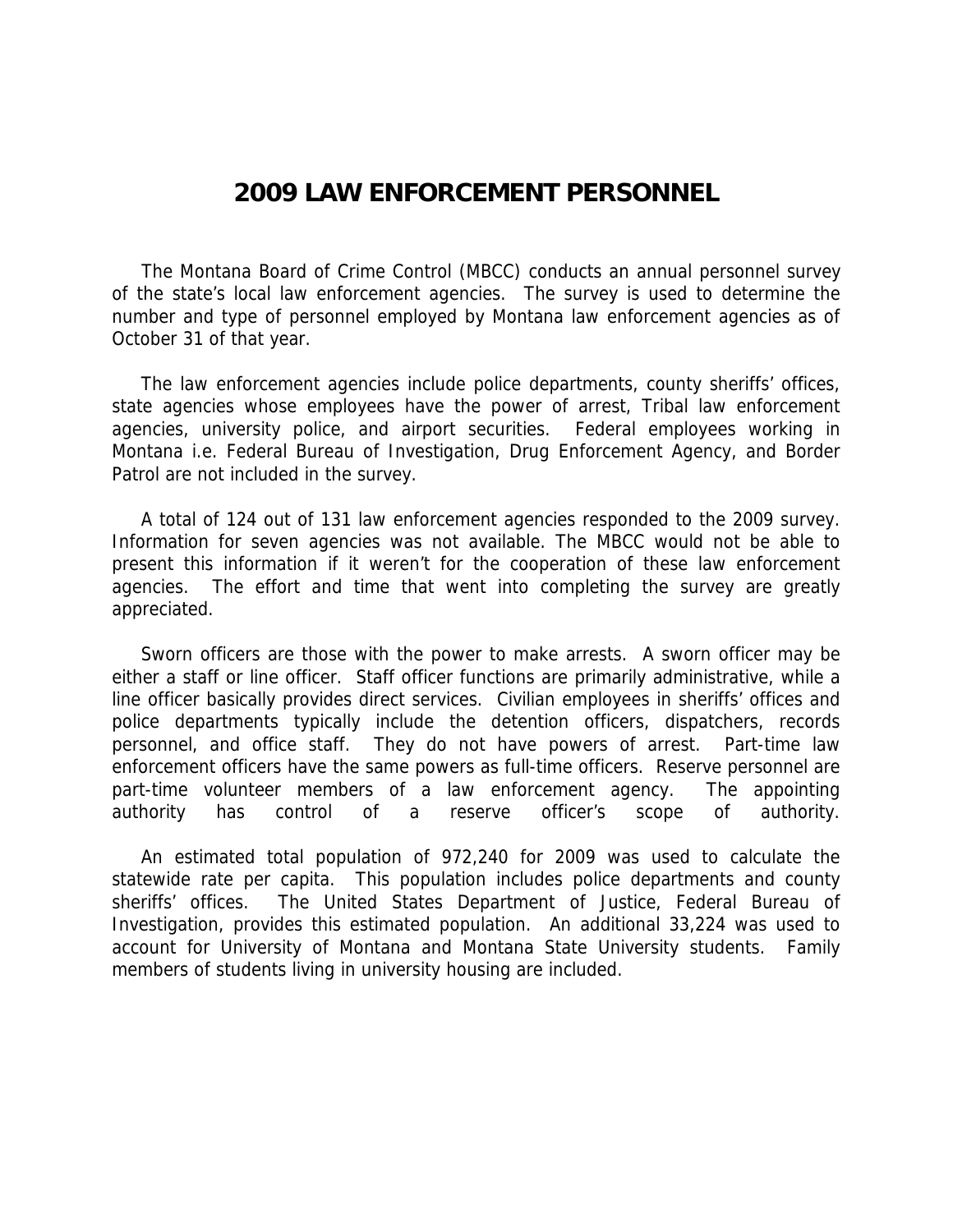# 2009 LAW ENFORCEMENT PERSONNEL

The Montana Board of Crime Control (MBCC) conducts an annual personnel survey of the state's local law enforcement agencies. The survey is used to determine the number and type of personnel employed by Montana law enforcement agencies as of October 31 of that year.

The law enforcement agencies include police departments, county sheriffs' offices, state agencies whose employees have the power of arrest, Tribal law enforcement agencies, university police, and airport securities. Federal employees working in Montana i.e. Federal Bureau of Investigation, Drug Enforcement Agency, and Border Patrol are not included in the survey.

A total of 124 out of 131 law enforcement agencies responded to the 2009 survey. Information for seven agencies was not available. The MBCC would not be able to present this information if it weren't for the cooperation of these law enforcement agencies. The effort and time that went into completing the survey are greatly appreciated.

Sworn officers are those with the power to make arrests. A sworn officer may be either a staff or line officer. Staff officer functions are primarily administrative, while a line officer basically provides direct services. Civilian employees in sheriffs' offices and police departments typically include the detention officers, dispatchers, records personnel, and office staff. They do not have powers of arrest. Part-time law enforcement officers have the same powers as full-time officers. Reserve personnel are part-time volunteer members of a law enforcement agency. The appointing authority has control of a reserve officer's scope of authority.

An estimated total population of 972,240 for 2009 was used to calculate the statewide rate per capita. This population includes police departments and county sheriffs' offices. The United States Department of Justice, Federal Bureau of Investigation, provides this estimated population. An additional 33,224 was used to account for University of Montana and Montana State University students. Family members of students living in university housing are included.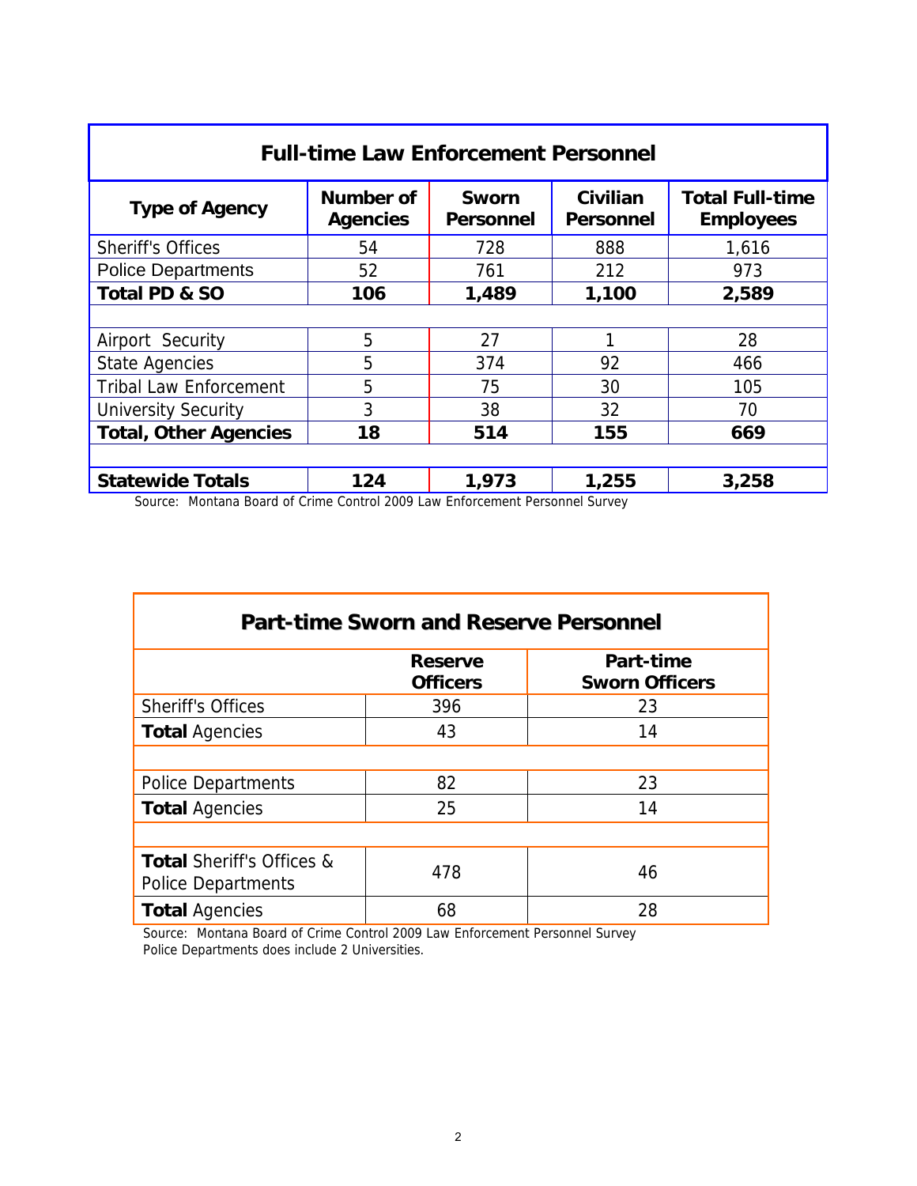## Full-time Law Enforcement Personnel

| Type of Agency | Number of Agencies | Sworn Personnel | Civilian Personnel | Total Full-time Employees |
|---|---|---|---|---|
| Sheriff's Offices | 54 | 728 | 888 | 1,616 |
| Police Departments | 52 | 761 | 212 | 973 |
| **Total PD & SO** | **106** | **1,489** | **1,100** | **2,589** |
| | | | | |
| Airport Security | 5 | 27 | 1 | 28 |
| State Agencies | 5 | 374 | 92 | 466 |
| Tribal Law Enforcement | 5 | 75 | 30 | 105 |
| University Security | 3 | 38 | 32 | 70 |
| **Total, Other Agencies** | **18** | **514** | **155** | **669** |
| | | | | |
| **Statewide Totals** | **124** | **1,973** | **1,255** | **3,258** |

Source: Montana Board of Crime Control 2009 Law Enforcement Personnel Survey

## Part-time Sworn and Reserve Personnel

| | Reserve Officers | Part-time Sworn Officers |
|---|---|---|
| Sheriff's Offices | 396 | 23 |
| **Total** Agencies | 43 | 14 |
| | | |
| Police Departments | 82 | 23 |
| **Total** Agencies | 25 | 14 |
| | | |
| **Total** Sheriff's Offices & Police Departments | 478 | 46 |
| **Total** Agencies | 68 | 28 |

Source: Montana Board of Crime Control 2009 Law Enforcement Personnel Survey
Police Departments does include 2 Universities.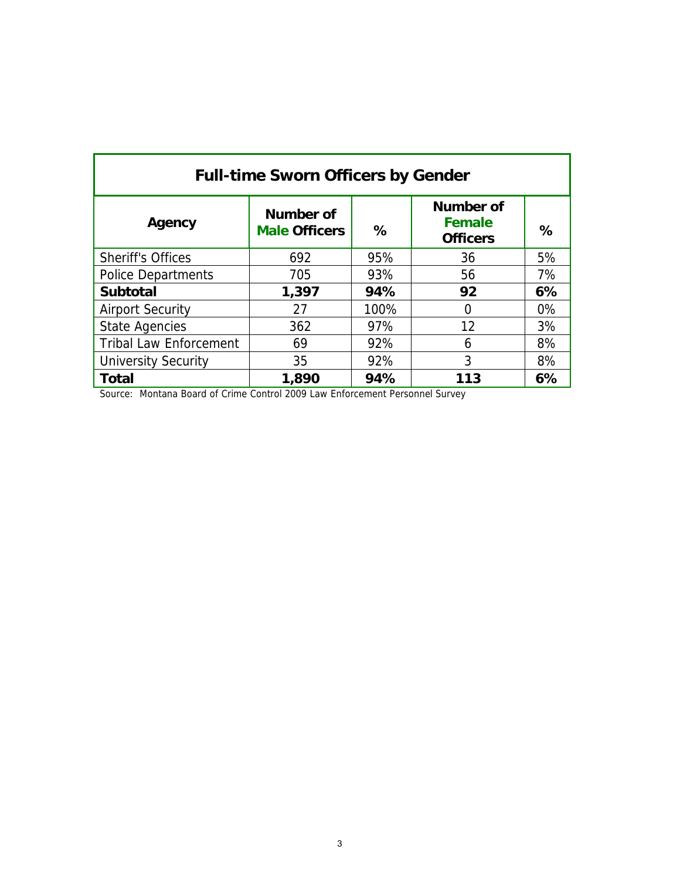| Full-time Sworn Officers by Gender | | | | |
|---|---|---|---|---|
| **Agency** | **Number of Male Officers** | **%** | **Number of Female Officers** | **%** |
| Sheriff's Offices | 692 | 95% | 36 | 5% |
| Police Departments | 705 | 93% | 56 | 7% |
| **Subtotal** | **1,397** | **94%** | **92** | **6%** |
| Airport Security | 27 | 100% | 0 | 0% |
| State Agencies | 362 | 97% | 12 | 3% |
| Tribal Law Enforcement | 69 | 92% | 6 | 8% |
| University Security | 35 | 92% | 3 | 8% |
| **Total** | **1,890** | **94%** | **113** | **6%** |

Source: Montana Board of Crime Control 2009 Law Enforcement Personnel Survey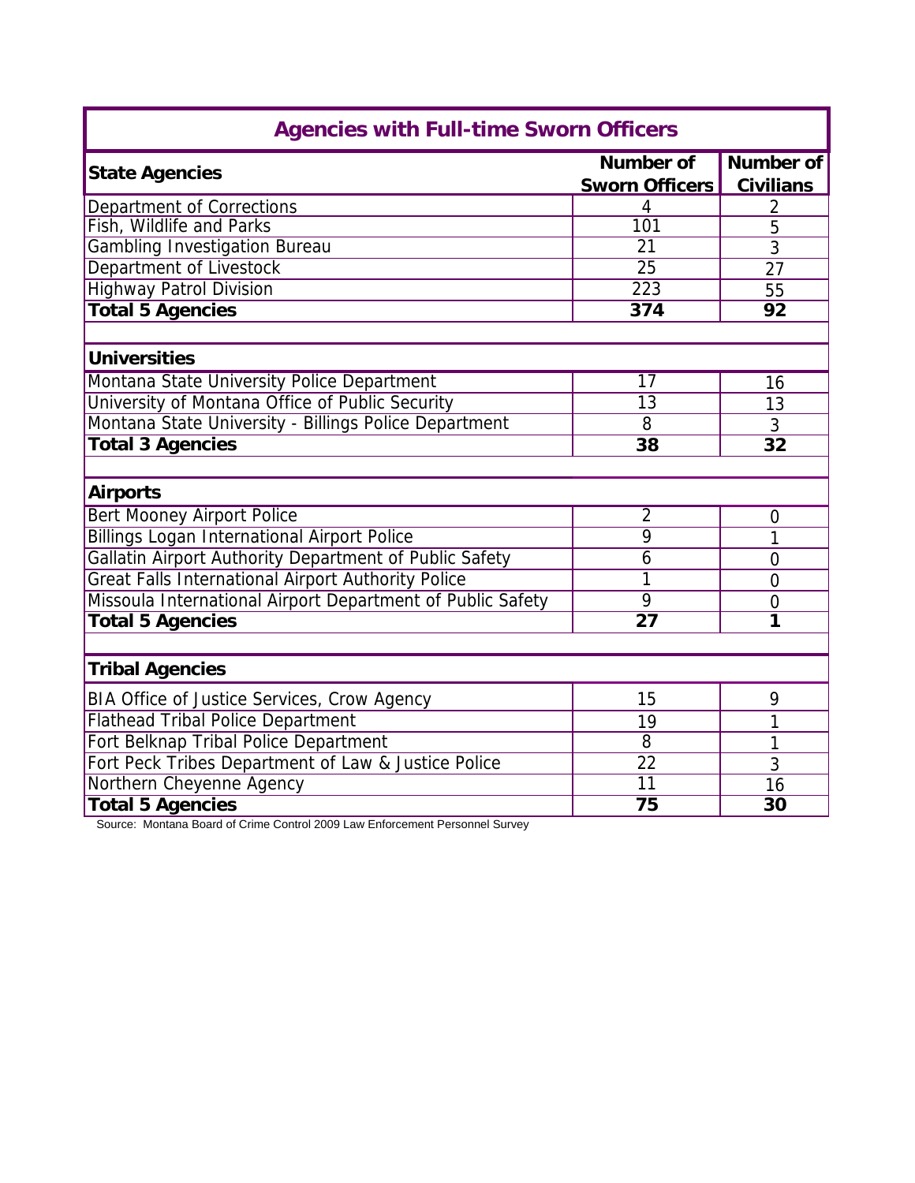## Agencies with Full-time Sworn Officers

| State Agencies | Number of Sworn Officers | Number of Civilians |
|---|---|---|
| Department of Corrections | 4 | 2 |
| Fish, Wildlife and Parks | 101 | 5 |
| Gambling Investigation Bureau | 21 | 3 |
| Department of Livestock | 25 | 27 |
| Highway Patrol Division | 223 | 55 |
| **Total 5 Agencies** | **374** | **92** |
| | | |
| **Universities** | | |
| Montana State University Police Department | 17 | 16 |
| University of Montana Office of Public Security | 13 | 13 |
| Montana State University - Billings Police Department | 8 | 3 |
| **Total 3 Agencies** | **38** | **32** |
| | | |
| **Airports** | | |
| Bert Mooney Airport Police | 2 | 0 |
| Billings Logan International Airport Police | 9 | 1 |
| Gallatin Airport Authority Department of Public Safety | 6 | 0 |
| Great Falls International Airport Authority Police | 1 | 0 |
| Missoula International Airport Department of Public Safety | 9 | 0 |
| **Total 5 Agencies** | **27** | **1** |
| | | |
| **Tribal Agencies** | | |
| BIA Office of Justice Services, Crow Agency | 15 | 9 |
| Flathead Tribal Police Department | 19 | 1 |
| Fort Belknap Tribal Police Department | 8 | 1 |
| Fort Peck Tribes Department of Law & Justice Police | 22 | 3 |
| Northern Cheyenne Agency | 11 | 16 |
| **Total 5 Agencies** | **75** | **30** |

Source: Montana Board of Crime Control 2009 Law Enforcement Personnel Survey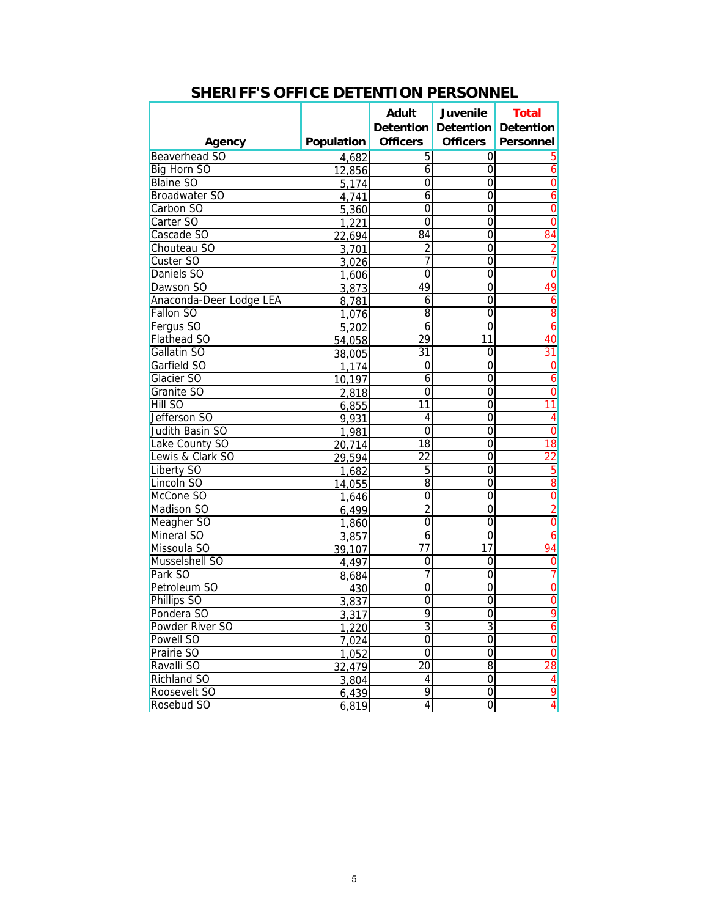# SHERIFF'S OFFICE DETENTION PERSONNEL

| Agency | Population | Adult Detention Officers | Juvenile Detention Officers | Total Detention Personnel |
|---|---|---|---|---|
| Beaverhead SO | 4,682 | 5 | 0 | 5 |
| Big Horn SO | 12,856 | 6 | 0 | 6 |
| Blaine SO | 5,174 | 0 | 0 | 0 |
| Broadwater SO | 4,741 | 6 | 0 | 6 |
| Carbon SO | 5,360 | 0 | 0 | 0 |
| Carter SO | 1,221 | 0 | 0 | 0 |
| Cascade SO | 22,694 | 84 | 0 | 84 |
| Chouteau SO | 3,701 | 2 | 0 | 2 |
| Custer SO | 3,026 | 7 | 0 | 7 |
| Daniels SO | 1,606 | 0 | 0 | 0 |
| Dawson SO | 3,873 | 49 | 0 | 49 |
| Anaconda-Deer Lodge LEA | 8,781 | 6 | 0 | 6 |
| Fallon SO | 1,076 | 8 | 0 | 8 |
| Fergus SO | 5,202 | 6 | 0 | 6 |
| Flathead SO | 54,058 | 29 | 11 | 40 |
| Gallatin SO | 38,005 | 31 | 0 | 31 |
| Garfield SO | 1,174 | 0 | 0 | 0 |
| Glacier SO | 10,197 | 6 | 0 | 6 |
| Granite SO | 2,818 | 0 | 0 | 0 |
| Hill SO | 6,855 | 11 | 0 | 11 |
| Jefferson SO | 9,931 | 4 | 0 | 4 |
| Judith Basin SO | 1,981 | 0 | 0 | 0 |
| Lake County SO | 20,714 | 18 | 0 | 18 |
| Lewis & Clark SO | 29,594 | 22 | 0 | 22 |
| Liberty SO | 1,682 | 5 | 0 | 5 |
| Lincoln SO | 14,055 | 8 | 0 | 8 |
| McCone SO | 1,646 | 0 | 0 | 0 |
| Madison SO | 6,499 | 2 | 0 | 2 |
| Meagher SO | 1,860 | 0 | 0 | 0 |
| Mineral SO | 3,857 | 6 | 0 | 6 |
| Missoula SO | 39,107 | 77 | 17 | 94 |
| Musselshell SO | 4,497 | 0 | 0 | 0 |
| Park SO | 8,684 | 7 | 0 | 7 |
| Petroleum SO | 430 | 0 | 0 | 0 |
| Phillips SO | 3,837 | 0 | 0 | 0 |
| Pondera SO | 3,317 | 9 | 0 | 9 |
| Powder River SO | 1,220 | 3 | 3 | 6 |
| Powell SO | 7,024 | 0 | 0 | 0 |
| Prairie SO | 1,052 | 0 | 0 | 0 |
| Ravalli SO | 32,479 | 20 | 8 | 28 |
| Richland SO | 3,804 | 4 | 0 | 4 |
| Roosevelt SO | 6,439 | 9 | 0 | 9 |
| Rosebud SO | 6,819 | 4 | 0 | 4 |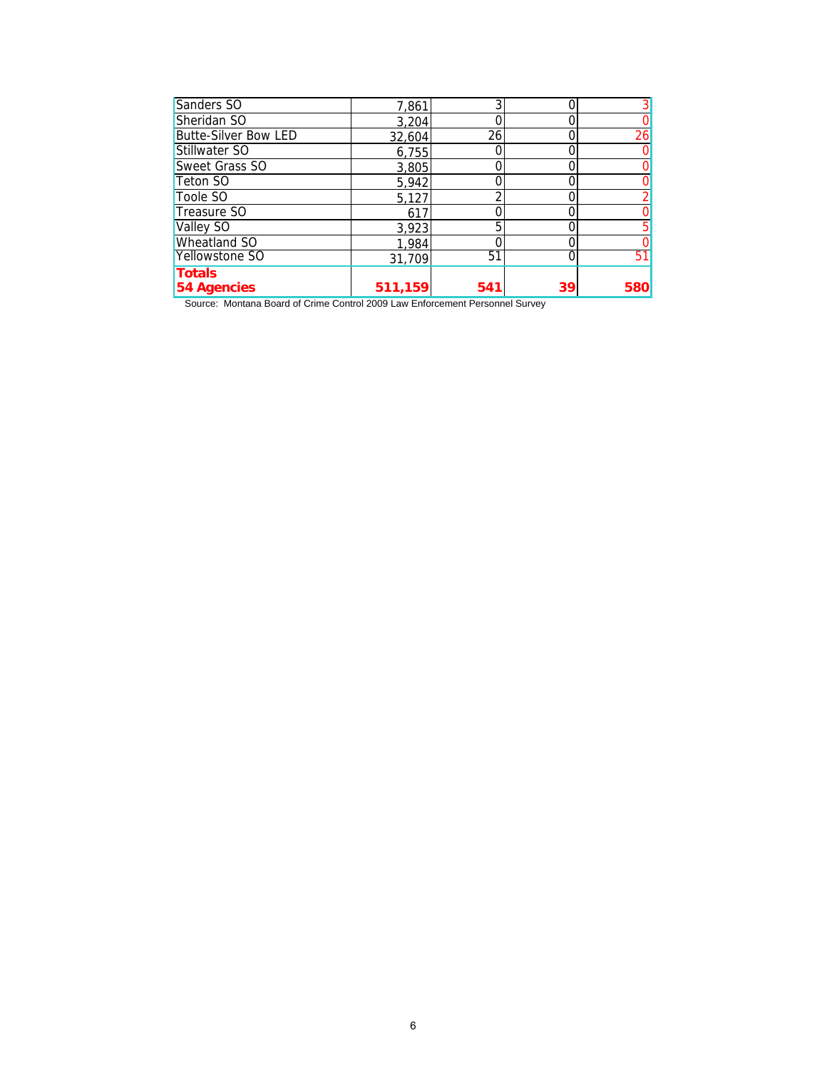| | | | | |
|---|---|---|---|---|
| Sanders SO | 7,861 | 3 | 0 | 3 |
| Sheridan SO | 3,204 | 0 | 0 | 0 |
| Butte-Silver Bow LED | 32,604 | 26 | 0 | 26 |
| Stillwater SO | 6,755 | 0 | 0 | 0 |
| Sweet Grass SO | 3,805 | 0 | 0 | 0 |
| Teton SO | 5,942 | 0 | 0 | 0 |
| Toole SO | 5,127 | 2 | 0 | 2 |
| Treasure SO | 617 | 0 | 0 | 0 |
| Valley SO | 3,923 | 5 | 0 | 5 |
| Wheatland SO | 1,984 | 0 | 0 | 0 |
| Yellowstone SO | 31,709 | 51 | 0 | 51 |
| **Totals 54 Agencies** | **511,159** | **541** | **39** | **580** |

Source: Montana Board of Crime Control 2009 Law Enforcement Personnel Survey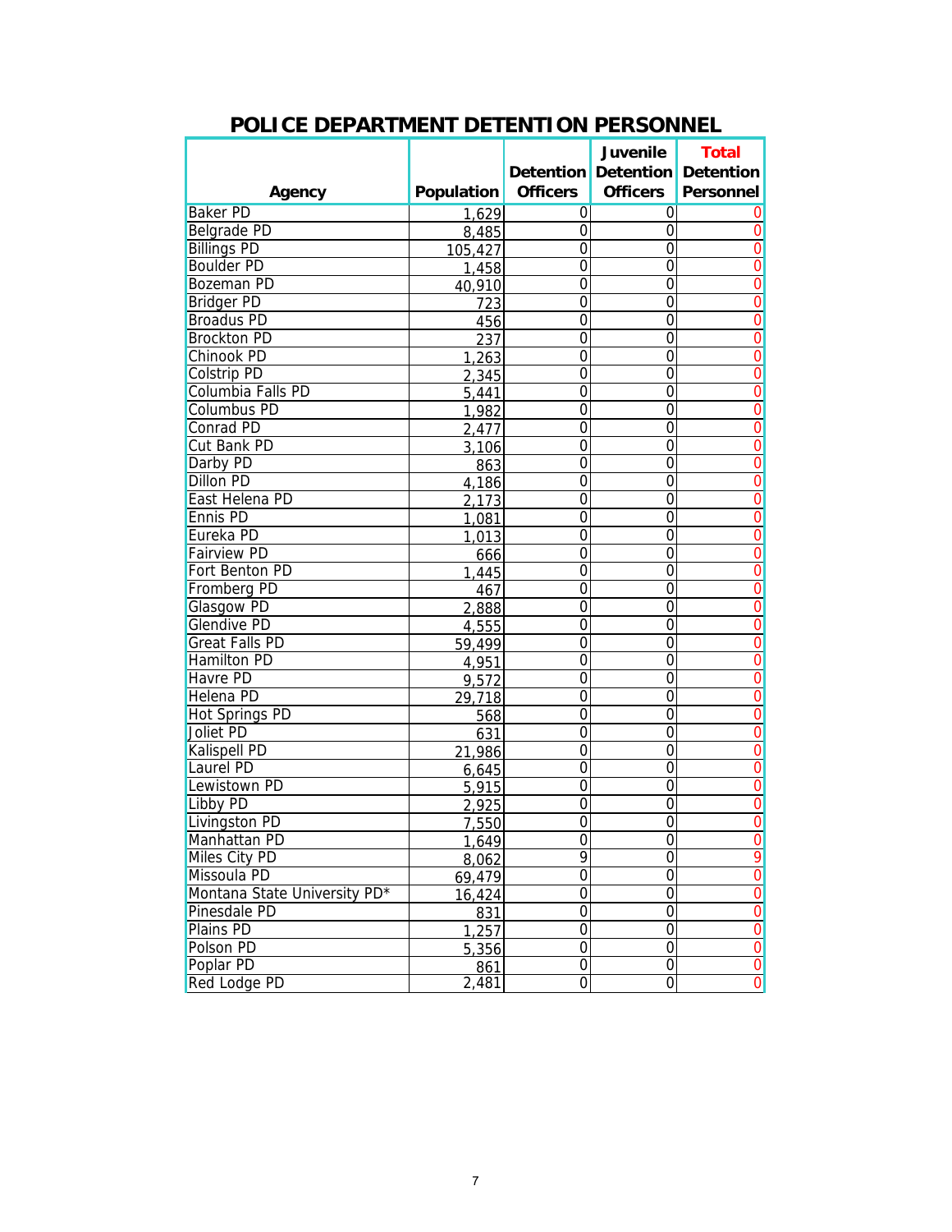## POLICE DEPARTMENT DETENTION PERSONNEL

| Agency | Population | Detention Officers | Juvenile Detention Officers | Total Detention Personnel |
|---|---|---|---|---|
| Baker PD | 1,629 | 0 | 0 | 0 |
| Belgrade PD | 8,485 | 0 | 0 | 0 |
| Billings PD | 105,427 | 0 | 0 | 0 |
| Boulder PD | 1,458 | 0 | 0 | 0 |
| Bozeman PD | 40,910 | 0 | 0 | 0 |
| Bridger PD | 723 | 0 | 0 | 0 |
| Broadus PD | 456 | 0 | 0 | 0 |
| Brockton PD | 237 | 0 | 0 | 0 |
| Chinook PD | 1,263 | 0 | 0 | 0 |
| Colstrip PD | 2,345 | 0 | 0 | 0 |
| Columbia Falls PD | 5,441 | 0 | 0 | 0 |
| Columbus PD | 1,982 | 0 | 0 | 0 |
| Conrad PD | 2,477 | 0 | 0 | 0 |
| Cut Bank PD | 3,106 | 0 | 0 | 0 |
| Darby PD | 863 | 0 | 0 | 0 |
| Dillon PD | 4,186 | 0 | 0 | 0 |
| East Helena PD | 2,173 | 0 | 0 | 0 |
| Ennis PD | 1,081 | 0 | 0 | 0 |
| Eureka PD | 1,013 | 0 | 0 | 0 |
| Fairview PD | 666 | 0 | 0 | 0 |
| Fort Benton PD | 1,445 | 0 | 0 | 0 |
| Fromberg PD | 467 | 0 | 0 | 0 |
| Glasgow PD | 2,888 | 0 | 0 | 0 |
| Glendive PD | 4,555 | 0 | 0 | 0 |
| Great Falls PD | 59,499 | 0 | 0 | 0 |
| Hamilton PD | 4,951 | 0 | 0 | 0 |
| Havre PD | 9,572 | 0 | 0 | 0 |
| Helena PD | 29,718 | 0 | 0 | 0 |
| Hot Springs PD | 568 | 0 | 0 | 0 |
| Joliet PD | 631 | 0 | 0 | 0 |
| Kalispell PD | 21,986 | 0 | 0 | 0 |
| Laurel PD | 6,645 | 0 | 0 | 0 |
| Lewistown PD | 5,915 | 0 | 0 | 0 |
| Libby PD | 2,925 | 0 | 0 | 0 |
| Livingston PD | 7,550 | 0 | 0 | 0 |
| Manhattan PD | 1,649 | 0 | 0 | 0 |
| Miles City PD | 8,062 | 9 | 0 | 9 |
| Missoula PD | 69,479 | 0 | 0 | 0 |
| Montana State University PD* | 16,424 | 0 | 0 | 0 |
| Pinesdale PD | 831 | 0 | 0 | 0 |
| Plains PD | 1,257 | 0 | 0 | 0 |
| Polson PD | 5,356 | 0 | 0 | 0 |
| Poplar PD | 861 | 0 | 0 | 0 |
| Red Lodge PD | 2,481 | 0 | 0 | 0 |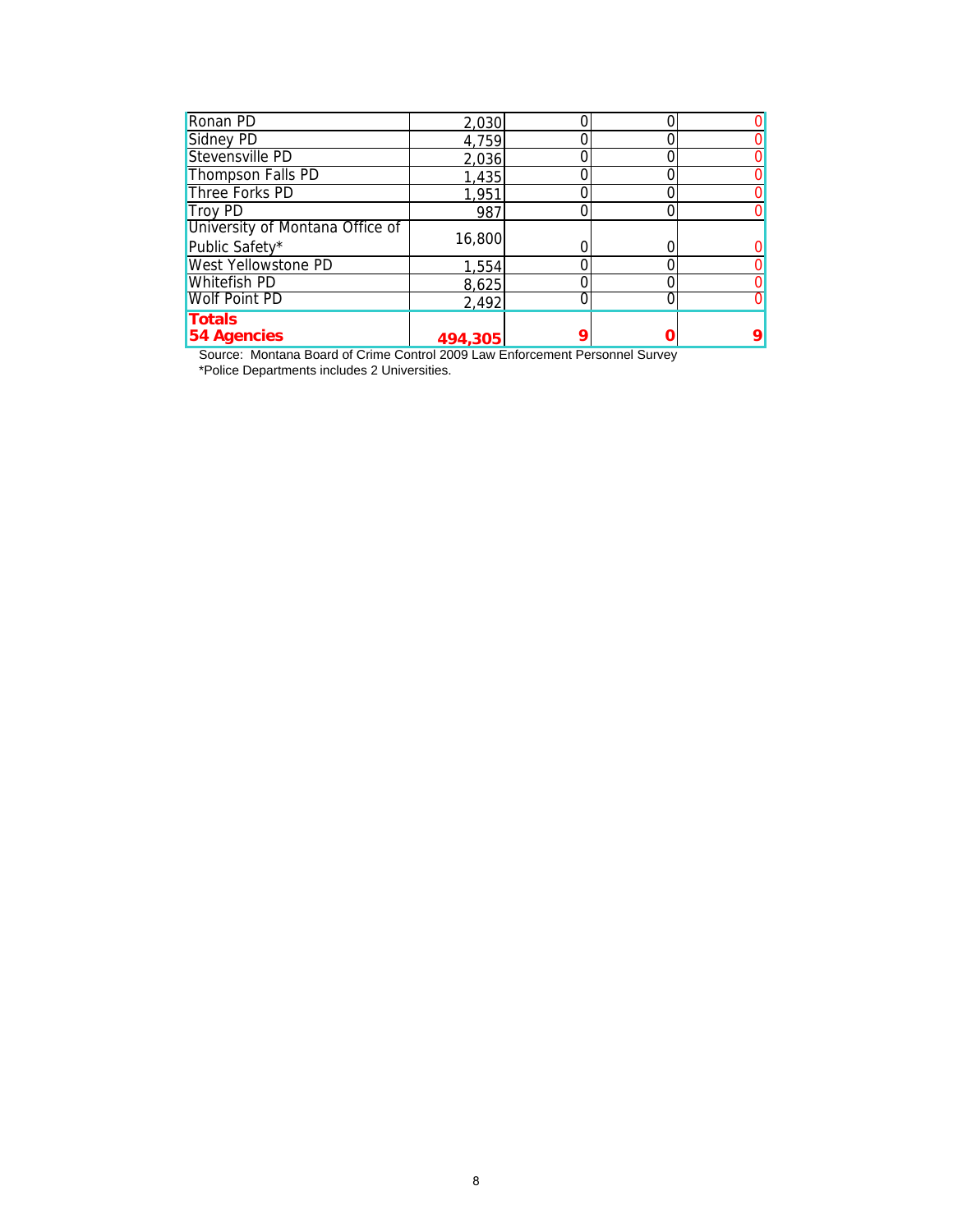| | | | | |
|---|---|---|---|---|
| Ronan PD | 2,030 | 0 | 0 | 0 |
| Sidney PD | 4,759 | 0 | 0 | 0 |
| Stevensville PD | 2,036 | 0 | 0 | 0 |
| Thompson Falls PD | 1,435 | 0 | 0 | 0 |
| Three Forks PD | 1,951 | 0 | 0 | 0 |
| Troy PD | 987 | 0 | 0 | 0 |
| University of Montana Office of Public Safety* | 16,800 | 0 | 0 | 0 |
| West Yellowstone PD | 1,554 | 0 | 0 | 0 |
| Whitefish PD | 8,625 | 0 | 0 | 0 |
| Wolf Point PD | 2,492 | 0 | 0 | 0 |
| **Totals 54 Agencies** | **494,305** | **9** | **0** | **9** |

Source: Montana Board of Crime Control 2009 Law Enforcement Personnel Survey

*Police Departments includes 2 Universities.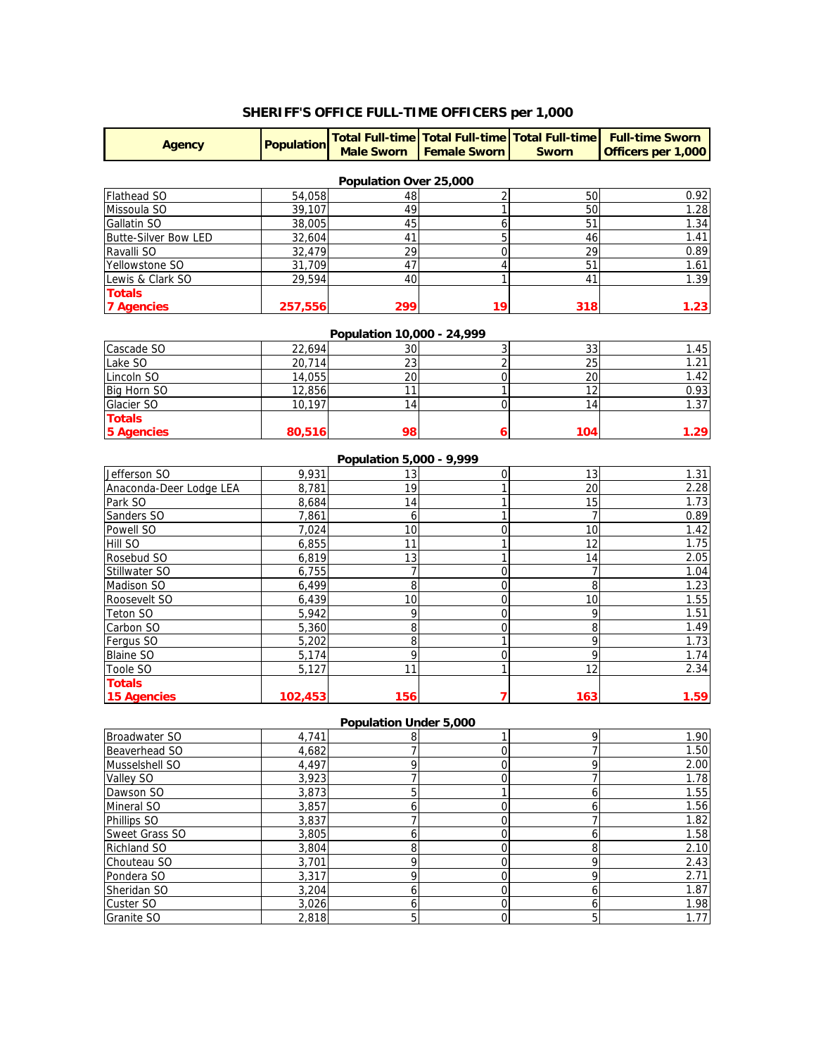# SHERIFF'S OFFICE FULL-TIME OFFICERS per 1,000

| Agency | Population | Total Full-time Male Sworn | Total Full-time Female Sworn | Total Full-time Sworn | Full-time Sworn Officers per 1,000 |
|---|---|---|---|---|---|
| **Population Over 25,000** | | | | | |
| Flathead SO | 54,058 | 48 | 2 | 50 | 0.92 |
| Missoula SO | 39,107 | 49 | 1 | 50 | 1.28 |
| Gallatin SO | 38,005 | 45 | 6 | 51 | 1.34 |
| Butte-Silver Bow LED | 32,604 | 41 | 5 | 46 | 1.41 |
| Ravalli SO | 32,479 | 29 | 0 | 29 | 0.89 |
| Yellowstone SO | 31,709 | 47 | 4 | 51 | 1.61 |
| Lewis & Clark SO | 29,594 | 40 | 1 | 41 | 1.39 |
| **Totals 7 Agencies** | **257,556** | **299** | **19** | **318** | **1.23** |
| **Population 10,000 - 24,999** | | | | | |
| Cascade SO | 22,694 | 30 | 3 | 33 | 1.45 |
| Lake SO | 20,714 | 23 | 2 | 25 | 1.21 |
| Lincoln SO | 14,055 | 20 | 0 | 20 | 1.42 |
| Big Horn SO | 12,856 | 11 | 1 | 12 | 0.93 |
| Glacier SO | 10,197 | 14 | 0 | 14 | 1.37 |
| **Totals 5 Agencies** | **80,516** | **98** | **6** | **104** | **1.29** |
| **Population 5,000 - 9,999** | | | | | |
| Jefferson SO | 9,931 | 13 | 0 | 13 | 1.31 |
| Anaconda-Deer Lodge LEA | 8,781 | 19 | 1 | 20 | 2.28 |
| Park SO | 8,684 | 14 | 1 | 15 | 1.73 |
| Sanders SO | 7,861 | 6 | 1 | 7 | 0.89 |
| Powell SO | 7,024 | 10 | 0 | 10 | 1.42 |
| Hill SO | 6,855 | 11 | 1 | 12 | 1.75 |
| Rosebud SO | 6,819 | 13 | 1 | 14 | 2.05 |
| Stillwater SO | 6,755 | 7 | 0 | 7 | 1.04 |
| Madison SO | 6,499 | 8 | 0 | 8 | 1.23 |
| Roosevelt SO | 6,439 | 10 | 0 | 10 | 1.55 |
| Teton SO | 5,942 | 9 | 0 | 9 | 1.51 |
| Carbon SO | 5,360 | 8 | 0 | 8 | 1.49 |
| Fergus SO | 5,202 | 8 | 1 | 9 | 1.73 |
| Blaine SO | 5,174 | 9 | 0 | 9 | 1.74 |
| Toole SO | 5,127 | 11 | 1 | 12 | 2.34 |
| **Totals 15 Agencies** | **102,453** | **156** | **7** | **163** | **1.59** |
| **Population Under 5,000** | | | | | |
| Broadwater SO | 4,741 | 8 | 1 | 9 | 1.90 |
| Beaverhead SO | 4,682 | 7 | 0 | 7 | 1.50 |
| Musselshell SO | 4,497 | 9 | 0 | 9 | 2.00 |
| Valley SO | 3,923 | 7 | 0 | 7 | 1.78 |
| Dawson SO | 3,873 | 5 | 1 | 6 | 1.55 |
| Mineral SO | 3,857 | 6 | 0 | 6 | 1.56 |
| Phillips SO | 3,837 | 7 | 0 | 7 | 1.82 |
| Sweet Grass SO | 3,805 | 6 | 0 | 6 | 1.58 |
| Richland SO | 3,804 | 8 | 0 | 8 | 2.10 |
| Chouteau SO | 3,701 | 9 | 0 | 9 | 2.43 |
| Pondera SO | 3,317 | 9 | 0 | 9 | 2.71 |
| Sheridan SO | 3,204 | 6 | 0 | 6 | 1.87 |
| Custer SO | 3,026 | 6 | 0 | 6 | 1.98 |
| Granite SO | 2,818 | 5 | 0 | 5 | 1.77 |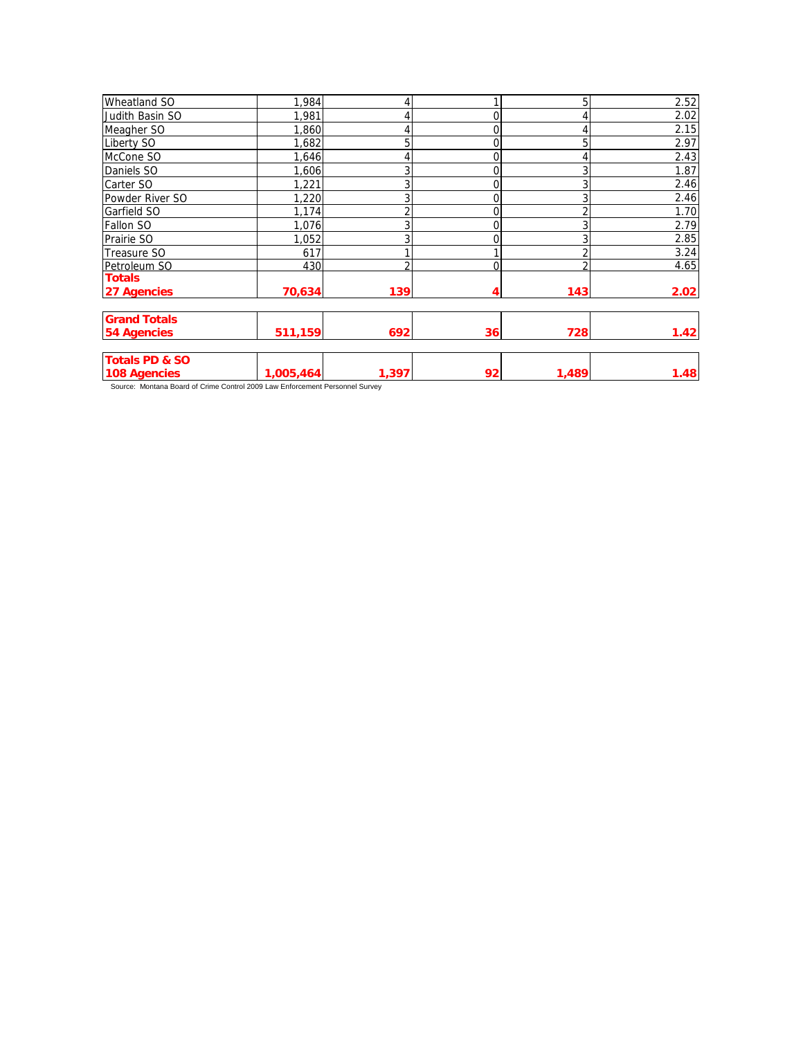| | | | | | |
|---|---|---|---|---|---|
| Wheatland SO | 1,984 | 4 | 1 | 5 | 2.52 |
| Judith Basin SO | 1,981 | 4 | 0 | 4 | 2.02 |
| Meagher SO | 1,860 | 4 | 0 | 4 | 2.15 |
| Liberty SO | 1,682 | 5 | 0 | 5 | 2.97 |
| McCone SO | 1,646 | 4 | 0 | 4 | 2.43 |
| Daniels SO | 1,606 | 3 | 0 | 3 | 1.87 |
| Carter SO | 1,221 | 3 | 0 | 3 | 2.46 |
| Powder River SO | 1,220 | 3 | 0 | 3 | 2.46 |
| Garfield SO | 1,174 | 2 | 0 | 2 | 1.70 |
| Fallon SO | 1,076 | 3 | 0 | 3 | 2.79 |
| Prairie SO | 1,052 | 3 | 0 | 3 | 2.85 |
| Treasure SO | 617 | 1 | 1 | 2 | 3.24 |
| Petroleum SO | 430 | 2 | 0 | 2 | 4.65 |
| **Totals 27 Agencies** | **70,634** | **139** | **4** | **143** | **2.02** |
| **Grand Totals 54 Agencies** | **511,159** | **692** | **36** | **728** | **1.42** |
| **Totals PD & SO 108 Agencies** | **1,005,464** | **1,397** | **92** | **1,489** | **1.48** |

Source: Montana Board of Crime Control 2009 Law Enforcement Personnel Survey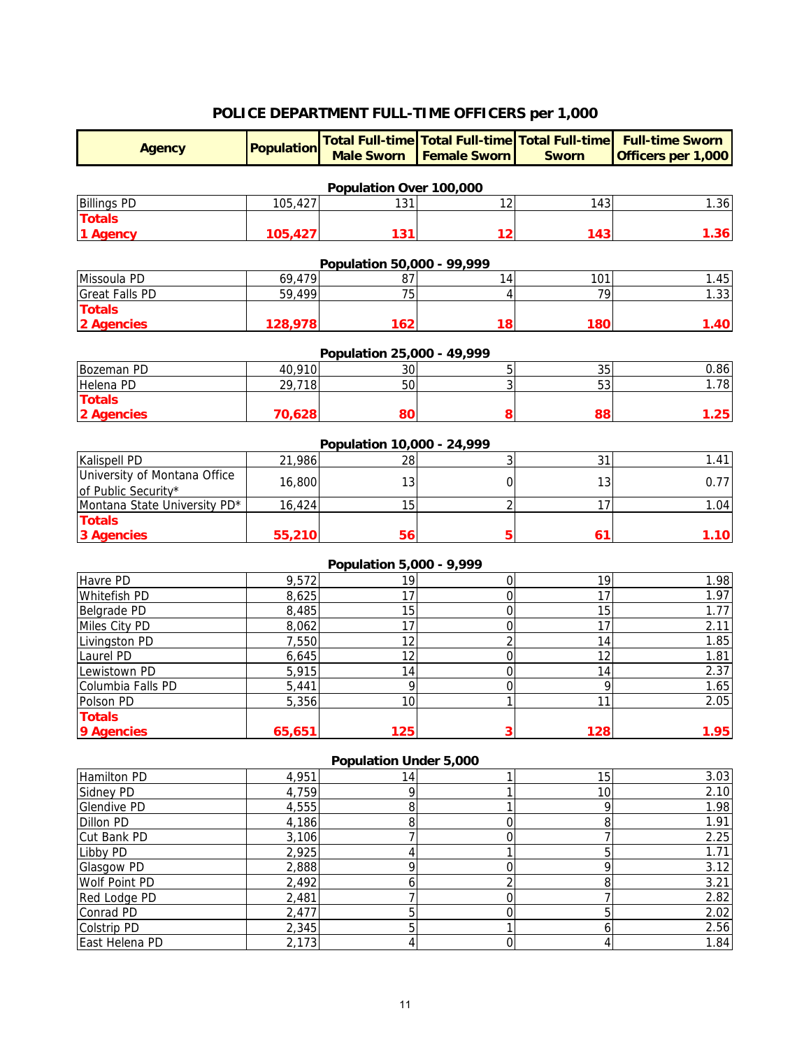# POLICE DEPARTMENT FULL-TIME OFFICERS per 1,000

| Agency | Population | Total Full-time Male Sworn | Total Full-time Female Sworn | Total Full-time Sworn | Full-time Sworn Officers per 1,000 |
|---|---|---|---|---|---|
| **Population Over 100,000** | | | | | |
| Billings PD | 105,427 | 131 | 12 | 143 | 1.36 |
| **Totals 1 Agency** | **105,427** | **131** | **12** | **143** | **1.36** |
| **Population 50,000 - 99,999** | | | | | |
| Missoula PD | 69,479 | 87 | 14 | 101 | 1.45 |
| Great Falls PD | 59,499 | 75 | 4 | 79 | 1.33 |
| **Totals 2 Agencies** | **128,978** | **162** | **18** | **180** | **1.40** |
| **Population 25,000 - 49,999** | | | | | |
| Bozeman PD | 40,910 | 30 | 5 | 35 | 0.86 |
| Helena PD | 29,718 | 50 | 3 | 53 | 1.78 |
| **Totals 2 Agencies** | **70,628** | **80** | **8** | **88** | **1.25** |
| **Population 10,000 - 24,999** | | | | | |
| Kalispell PD | 21,986 | 28 | 3 | 31 | 1.41 |
| University of Montana Office of Public Security* | 16,800 | 13 | 0 | 13 | 0.77 |
| Montana State University PD* | 16,424 | 15 | 2 | 17 | 1.04 |
| **Totals 3 Agencies** | **55,210** | **56** | **5** | **61** | **1.10** |
| **Population 5,000 - 9,999** | | | | | |
| Havre PD | 9,572 | 19 | 0 | 19 | 1.98 |
| Whitefish PD | 8,625 | 17 | 0 | 17 | 1.97 |
| Belgrade PD | 8,485 | 15 | 0 | 15 | 1.77 |
| Miles City PD | 8,062 | 17 | 0 | 17 | 2.11 |
| Livingston PD | 7,550 | 12 | 2 | 14 | 1.85 |
| Laurel PD | 6,645 | 12 | 0 | 12 | 1.81 |
| Lewistown PD | 5,915 | 14 | 0 | 14 | 2.37 |
| Columbia Falls PD | 5,441 | 9 | 0 | 9 | 1.65 |
| Polson PD | 5,356 | 10 | 1 | 11 | 2.05 |
| **Totals 9 Agencies** | **65,651** | **125** | **3** | **128** | **1.95** |
| **Population Under 5,000** | | | | | |
| Hamilton PD | 4,951 | 14 | 1 | 15 | 3.03 |
| Sidney PD | 4,759 | 9 | 1 | 10 | 2.10 |
| Glendive PD | 4,555 | 8 | 1 | 9 | 1.98 |
| Dillon PD | 4,186 | 8 | 0 | 8 | 1.91 |
| Cut Bank PD | 3,106 | 7 | 0 | 7 | 2.25 |
| Libby PD | 2,925 | 4 | 1 | 5 | 1.71 |
| Glasgow PD | 2,888 | 9 | 0 | 9 | 3.12 |
| Wolf Point PD | 2,492 | 6 | 2 | 8 | 3.21 |
| Red Lodge PD | 2,481 | 7 | 0 | 7 | 2.82 |
| Conrad PD | 2,477 | 5 | 0 | 5 | 2.02 |
| Colstrip PD | 2,345 | 5 | 1 | 6 | 2.56 |
| East Helena PD | 2,173 | 4 | 0 | 4 | 1.84 |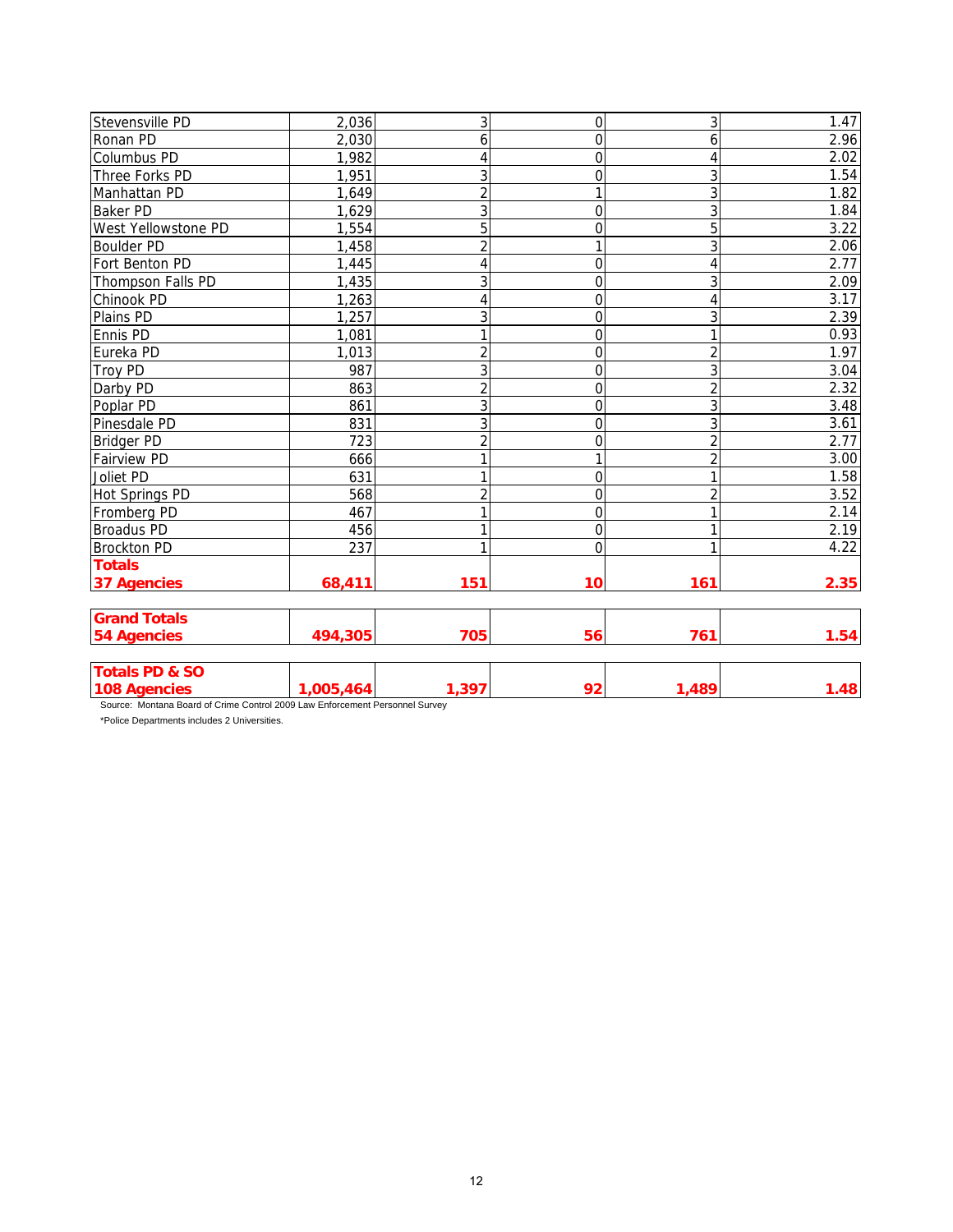| | | | | | |
|---|---|---|---|---|---|
| Stevensville PD | 2,036 | 3 | 0 | 3 | 1.47 |
| Ronan PD | 2,030 | 6 | 0 | 6 | 2.96 |
| Columbus PD | 1,982 | 4 | 0 | 4 | 2.02 |
| Three Forks PD | 1,951 | 3 | 0 | 3 | 1.54 |
| Manhattan PD | 1,649 | 2 | 1 | 3 | 1.82 |
| Baker PD | 1,629 | 3 | 0 | 3 | 1.84 |
| West Yellowstone PD | 1,554 | 5 | 0 | 5 | 3.22 |
| Boulder PD | 1,458 | 2 | 1 | 3 | 2.06 |
| Fort Benton PD | 1,445 | 4 | 0 | 4 | 2.77 |
| Thompson Falls PD | 1,435 | 3 | 0 | 3 | 2.09 |
| Chinook PD | 1,263 | 4 | 0 | 4 | 3.17 |
| Plains PD | 1,257 | 3 | 0 | 3 | 2.39 |
| Ennis PD | 1,081 | 1 | 0 | 1 | 0.93 |
| Eureka PD | 1,013 | 2 | 0 | 2 | 1.97 |
| Troy PD | 987 | 3 | 0 | 3 | 3.04 |
| Darby PD | 863 | 2 | 0 | 2 | 2.32 |
| Poplar PD | 861 | 3 | 0 | 3 | 3.48 |
| Pinesdale PD | 831 | 3 | 0 | 3 | 3.61 |
| Bridger PD | 723 | 2 | 0 | 2 | 2.77 |
| Fairview PD | 666 | 1 | 1 | 2 | 3.00 |
| Joliet PD | 631 | 1 | 0 | 1 | 1.58 |
| Hot Springs PD | 568 | 2 | 0 | 2 | 3.52 |
| Fromberg PD | 467 | 1 | 0 | 1 | 2.14 |
| Broadus PD | 456 | 1 | 0 | 1 | 2.19 |
| Brockton PD | 237 | 1 | 0 | 1 | 4.22 |
| **Totals 37 Agencies** | **68,411** | **151** | **10** | **161** | **2.35** |
| **Grand Totals 54 Agencies** | **494,305** | **705** | **56** | **761** | **1.54** |
| **Totals PD & SO 108 Agencies** | **1,005,464** | **1,397** | **92** | **1,489** | **1.48** |

Source: Montana Board of Crime Control 2009 Law Enforcement Personnel Survey

*Police Departments includes 2 Universities.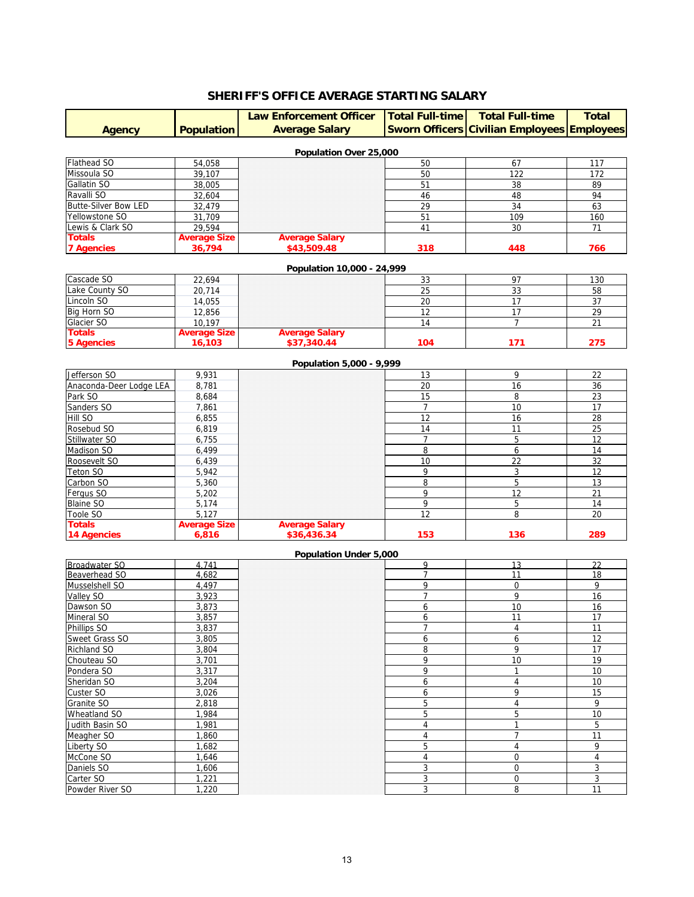## SHERIFF'S OFFICE AVERAGE STARTING SALARY

| Agency | Population | Law Enforcement Officer Average Salary | Total Full-time Sworn Officers | Total Full-time Civilian Employees | Total Employees |
|---|---|---|---|---|---|
| **Population Over 25,000** | | | | | |
| Flathead SO | 54,058 | | 50 | 67 | 117 |
| Missoula SO | 39,107 | | 50 | 122 | 172 |
| Gallatin SO | 38,005 | | 51 | 38 | 89 |
| Ravalli SO | 32,604 | | 46 | 48 | 94 |
| Butte-Silver Bow LED | 32,479 | | 29 | 34 | 63 |
| Yellowstone SO | 31,709 | | 51 | 109 | 160 |
| Lewis & Clark SO | 29,594 | | 41 | 30 | 71 |
| **Totals 7 Agencies** | **Average Size 36,794** | **Average Salary $43,509.48** | **318** | **448** | **766** |
| **Population 10,000 - 24,999** | | | | | |
| Cascade SO | 22,694 | | 33 | 97 | 130 |
| Lake County SO | 20,714 | | 25 | 33 | 58 |
| Lincoln SO | 14,055 | | 20 | 17 | 37 |
| Big Horn SO | 12,856 | | 12 | 17 | 29 |
| Glacier SO | 10,197 | | 14 | 7 | 21 |
| **Totals 5 Agencies** | **Average Size 16,103** | **Average Salary $37,340.44** | **104** | **171** | **275** |
| **Population 5,000 - 9,999** | | | | | |
| Jefferson SO | 9,931 | | 13 | 9 | 22 |
| Anaconda-Deer Lodge LEA | 8,781 | | 20 | 16 | 36 |
| Park SO | 8,684 | | 15 | 8 | 23 |
| Sanders SO | 7,861 | | 7 | 10 | 17 |
| Hill SO | 6,855 | | 12 | 16 | 28 |
| Rosebud SO | 6,819 | | 14 | 11 | 25 |
| Stillwater SO | 6,755 | | 7 | 5 | 12 |
| Madison SO | 6,499 | | 8 | 6 | 14 |
| Roosevelt SO | 6,439 | | 10 | 22 | 32 |
| Teton SO | 5,942 | | 9 | 3 | 12 |
| Carbon SO | 5,360 | | 8 | 5 | 13 |
| Fergus SO | 5,202 | | 9 | 12 | 21 |
| Blaine SO | 5,174 | | 9 | 5 | 14 |
| Toole SO | 5,127 | | 12 | 8 | 20 |
| **Totals 14 Agencies** | **Average Size 6,816** | **Average Salary $36,436.34** | **153** | **136** | **289** |
| **Population Under 5,000** | | | | | |
| Broadwater SO | 4,741 | | 9 | 13 | 22 |
| Beaverhead SO | 4,682 | | 7 | 11 | 18 |
| Musselshell SO | 4,497 | | 9 | 0 | 9 |
| Valley SO | 3,923 | | 7 | 9 | 16 |
| Dawson SO | 3,873 | | 6 | 10 | 16 |
| Mineral SO | 3,857 | | 6 | 11 | 17 |
| Phillips SO | 3,837 | | 7 | 4 | 11 |
| Sweet Grass SO | 3,805 | | 6 | 6 | 12 |
| Richland SO | 3,804 | | 8 | 9 | 17 |
| Chouteau SO | 3,701 | | 9 | 10 | 19 |
| Pondera SO | 3,317 | | 9 | 1 | 10 |
| Sheridan SO | 3,204 | | 6 | 4 | 10 |
| Custer SO | 3,026 | | 6 | 9 | 15 |
| Granite SO | 2,818 | | 5 | 4 | 9 |
| Wheatland SO | 1,984 | | 5 | 5 | 10 |
| Judith Basin SO | 1,981 | | 4 | 1 | 5 |
| Meagher SO | 1,860 | | 4 | 7 | 11 |
| Liberty SO | 1,682 | | 5 | 4 | 9 |
| McCone SO | 1,646 | | 4 | 0 | 4 |
| Daniels SO | 1,606 | | 3 | 0 | 3 |
| Carter SO | 1,221 | | 3 | 0 | 3 |
| Powder River SO | 1,220 | | 3 | 8 | 11 |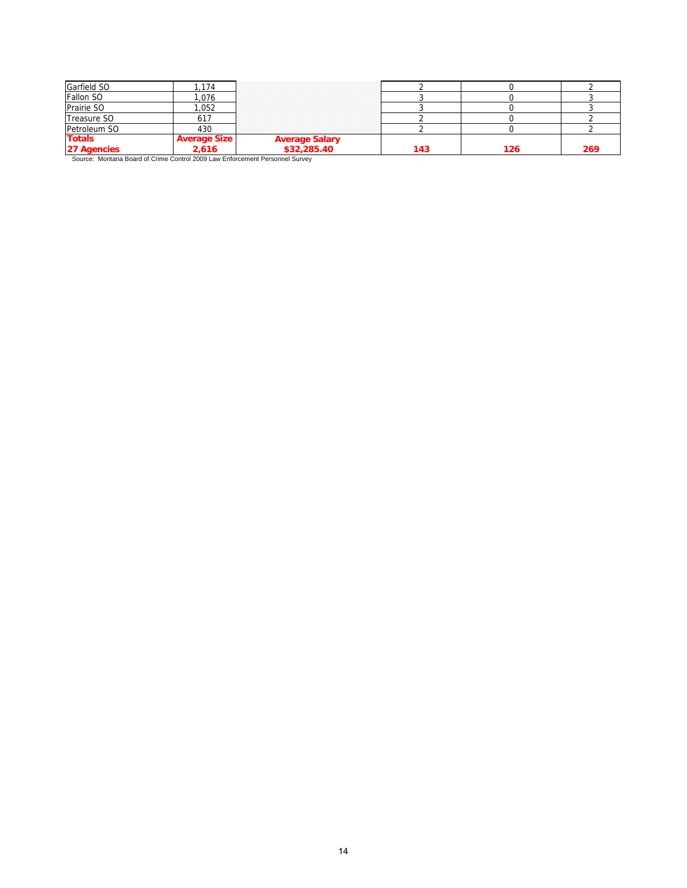| | | | | | |
|---|---|---|---|---|---|
| Garfield SO | 1,174 | | 2 | 0 | 2 |
| Fallon SO | 1,076 | | 3 | 0 | 3 |
| Prairie SO | 1,052 | | 3 | 0 | 3 |
| Treasure SO | 617 | | 2 | 0 | 2 |
| Petroleum SO | 430 | | 2 | 0 | 2 |
| **Totals** **27 Agencies** | **Average Size** **2,616** | **Average Salary** **$32,285.40** | **143** | **126** | **269** |

Source: Montana Board of Crime Control 2009 Law Enforcement Personnel Survey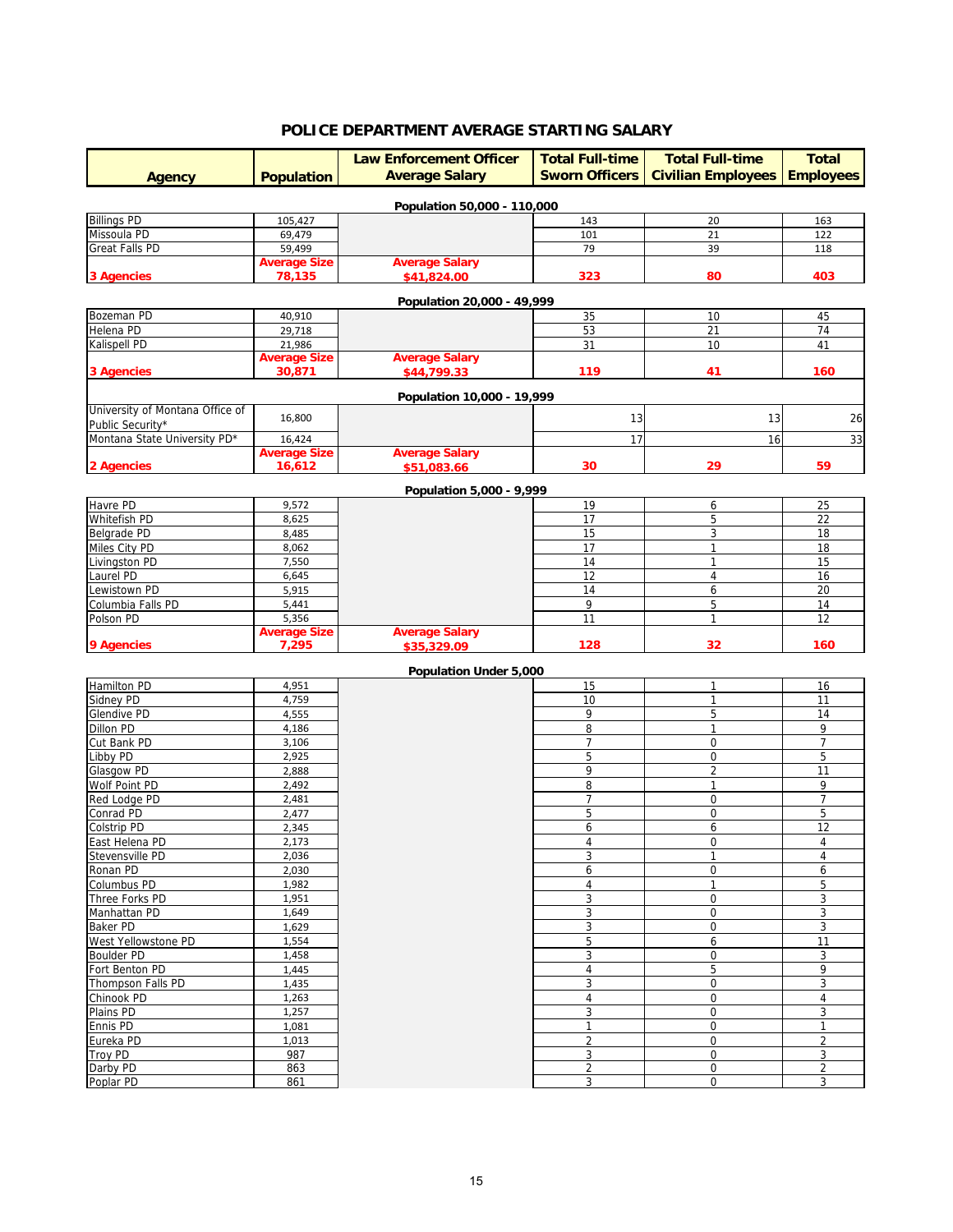## POLICE DEPARTMENT AVERAGE STARTING SALARY

| Agency | Population | Law Enforcement Officer Average Salary | Total Full-time Sworn Officers | Total Full-time Civilian Employees | Total Employees |
|---|---|---|---|---|---|
| **Population 50,000 - 110,000** | | | | | |
| Billings PD | 105,427 | | 143 | 20 | 163 |
| Missoula PD | 69,479 | | 101 | 21 | 122 |
| Great Falls PD | 59,499 | | 79 | 39 | 118 |
| **3 Agencies** | **Average Size 78,135** | **Average Salary $41,824.00** | **323** | **80** | **403** |
| **Population 20,000 - 49,999** | | | | | |
| Bozeman PD | 40,910 | | 35 | 10 | 45 |
| Helena PD | 29,718 | | 53 | 21 | 74 |
| Kalispell PD | 21,986 | | 31 | 10 | 41 |
| **3 Agencies** | **Average Size 30,871** | **Average Salary $44,799.33** | **119** | **41** | **160** |
| **Population 10,000 - 19,999** | | | | | |
| University of Montana Office of Public Security* | 16,800 | | 13 | 13 | 26 |
| Montana State University PD* | 16,424 | | 17 | 16 | 33 |
| **2 Agencies** | **Average Size 16,612** | **Average Salary $51,083.66** | **30** | **29** | **59** |
| **Population 5,000 - 9,999** | | | | | |
| Havre PD | 9,572 | | 19 | 6 | 25 |
| Whitefish PD | 8,625 | | 17 | 5 | 22 |
| Belgrade PD | 8,485 | | 15 | 3 | 18 |
| Miles City PD | 8,062 | | 17 | 1 | 18 |
| Livingston PD | 7,550 | | 14 | 1 | 15 |
| Laurel PD | 6,645 | | 12 | 4 | 16 |
| Lewistown PD | 5,915 | | 14 | 6 | 20 |
| Columbia Falls PD | 5,441 | | 9 | 5 | 14 |
| Polson PD | 5,356 | | 11 | 1 | 12 |
| **9 Agencies** | **Average Size 7,295** | **Average Salary $35,329.09** | **128** | **32** | **160** |
| **Population Under 5,000** | | | | | |
| Hamilton PD | 4,951 | | 15 | 1 | 16 |
| Sidney PD | 4,759 | | 10 | 1 | 11 |
| Glendive PD | 4,555 | | 9 | 5 | 14 |
| Dillon PD | 4,186 | | 8 | 1 | 9 |
| Cut Bank PD | 3,106 | | 7 | 0 | 7 |
| Libby PD | 2,925 | | 5 | 0 | 5 |
| Glasgow PD | 2,888 | | 9 | 2 | 11 |
| Wolf Point PD | 2,492 | | 8 | 1 | 9 |
| Red Lodge PD | 2,481 | | 7 | 0 | 7 |
| Conrad PD | 2,477 | | 5 | 0 | 5 |
| Colstrip PD | 2,345 | | 6 | 6 | 12 |
| East Helena PD | 2,173 | | 4 | 0 | 4 |
| Stevensville PD | 2,036 | | 3 | 1 | 4 |
| Ronan PD | 2,030 | | 6 | 0 | 6 |
| Columbus PD | 1,982 | | 4 | 1 | 5 |
| Three Forks PD | 1,951 | | 3 | 0 | 3 |
| Manhattan PD | 1,649 | | 3 | 0 | 3 |
| Baker PD | 1,629 | | 3 | 0 | 3 |
| West Yellowstone PD | 1,554 | | 5 | 6 | 11 |
| Boulder PD | 1,458 | | 3 | 0 | 3 |
| Fort Benton PD | 1,445 | | 4 | 5 | 9 |
| Thompson Falls PD | 1,435 | | 3 | 0 | 3 |
| Chinook PD | 1,263 | | 4 | 0 | 4 |
| Plains PD | 1,257 | | 3 | 0 | 3 |
| Ennis PD | 1,081 | | 1 | 0 | 1 |
| Eureka PD | 1,013 | | 2 | 0 | 2 |
| Troy PD | 987 | | 3 | 0 | 3 |
| Darby PD | 863 | | 2 | 0 | 2 |
| Poplar PD | 861 | | 3 | 0 | 3 |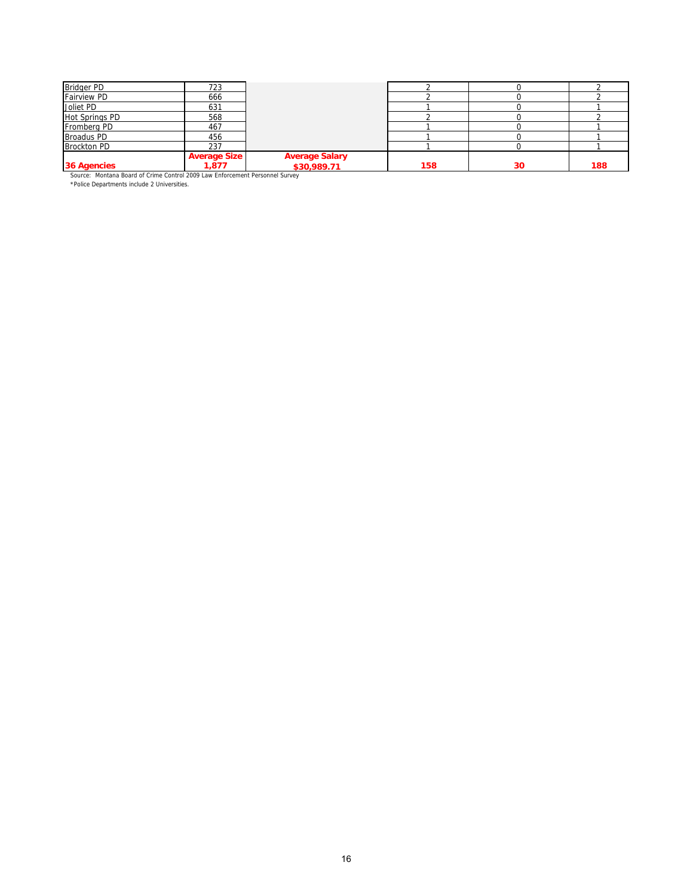| | | | | | |
|---|---|---|---|---|---|
| Bridger PD | 723 | | 2 | 0 | 2 |
| Fairview PD | 666 | | 2 | 0 | 2 |
| Joliet PD | 631 | | 1 | 0 | 1 |
| Hot Springs PD | 568 | | 2 | 0 | 2 |
| Fromberg PD | 467 | | 1 | 0 | 1 |
| Broadus PD | 456 | | 1 | 0 | 1 |
| Brockton PD | 237 | | 1 | 0 | 1 |
| **36 Agencies** | **Average Size 1,877** | **Average Salary $30,989.71** | **158** | **30** | **188** |

Source: Montana Board of Crime Control 2009 Law Enforcement Personnel Survey

*Police Departments include 2 Universities.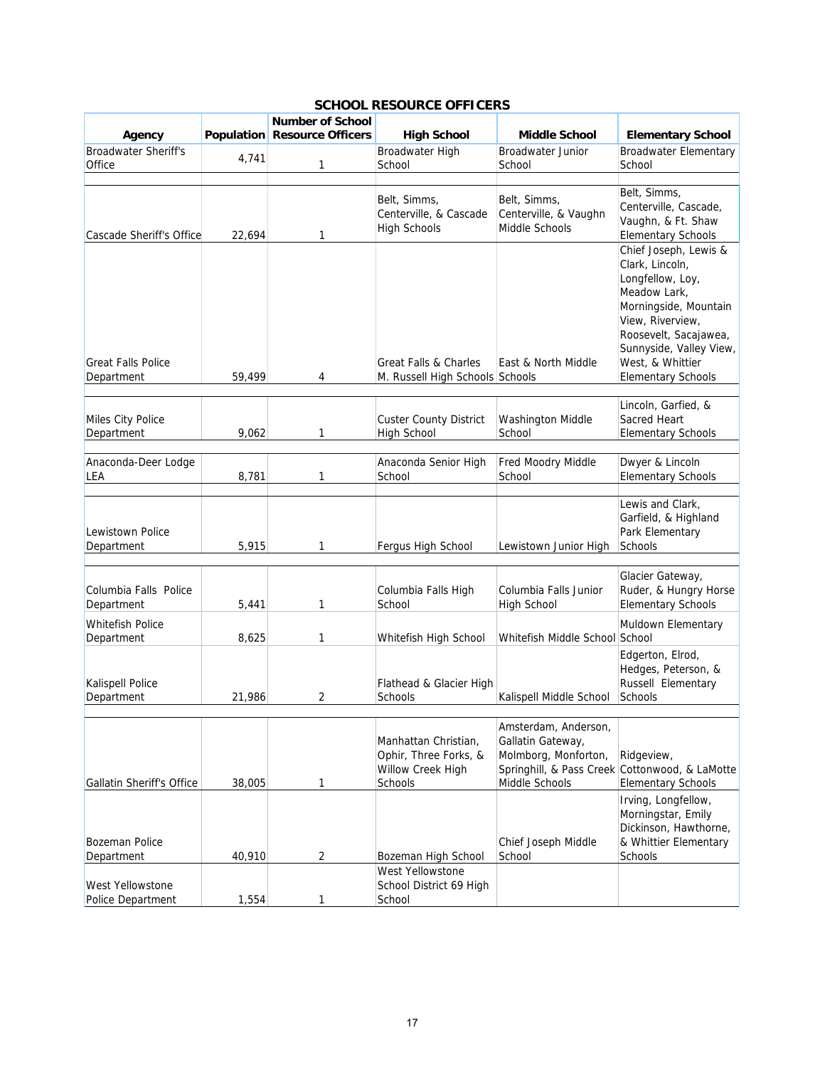## SCHOOL RESOURCE OFFICERS

| Agency | Population | Number of School Resource Officers | High School | Middle School | Elementary School |
|---|---|---|---|---|---|
| Broadwater Sheriff's Office | 4,741 | 1 | Broadwater High School | Broadwater Junior School | Broadwater Elementary School |
| Cascade Sheriff's Office | 22,694 | 1 | Belt, Simms, Centerville, & Cascade High Schools | Belt, Simms, Centerville, & Vaughn Middle Schools | Belt, Simms, Centerville, Cascade, Vaughn, & Ft. Shaw Elementary Schools |
| Great Falls Police Department | 59,499 | 4 | Great Falls & Charles M. Russell High Schools | East & North Middle Schools | Chief Joseph, Lewis & Clark, Lincoln, Longfellow, Loy, Meadow Lark, Morningside, Mountain View, Riverview, Roosevelt, Sacajawea, Sunnyside, Valley View, West, & Whittier Elementary Schools |
| Miles City Police Department | 9,062 | 1 | Custer County District High School | Washington Middle School | Lincoln, Garfied, & Sacred Heart Elementary Schools |
| Anaconda-Deer Lodge LEA | 8,781 | 1 | Anaconda Senior High School | Fred Moody Middle School | Dwyer & Lincoln Elementary Schools |
| Lewistown Police Department | 5,915 | 1 | Fergus High School | Lewistown Junior High | Lewis and Clark, Garfield, & Highland Park Elementary Schools |
| Columbia Falls Police Department | 5,441 | 1 | Columbia Falls High School | Columbia Falls Junior High School | Glacier Gateway, Ruder, & Hungry Horse Elementary Schools |
| Whitefish Police Department | 8,625 | 1 | Whitefish High School | Whitefish Middle School | Muldown Elementary School |
| Kalispell Police Department | 21,986 | 2 | Flathead & Glacier High Schools | Kalispell Middle School | Edgerton, Elrod, Hedges, Peterson, & Russell Elementary Schools |
| Gallatin Sheriff's Office | 38,005 | 1 | Manhattan Christian, Ophir, Three Forks, & Willow Creek High Schools | Amsterdam, Anderson, Gallatin Gateway, Molmborg, Monforton, Springhill, & Pass Creek Middle Schools | Ridgeview, Cottonwood, & LaMotte Elementary Schools |
| Bozeman Police Department | 40,910 | 2 | Bozeman High School | Chief Joseph Middle School | Irving, Longfellow, Morningstar, Emily Dickinson, Hawthorne, & Whittier Elementary Schools |
| West Yellowstone Police Department | 1,554 | 1 | West Yellowstone School District 69 High School | | |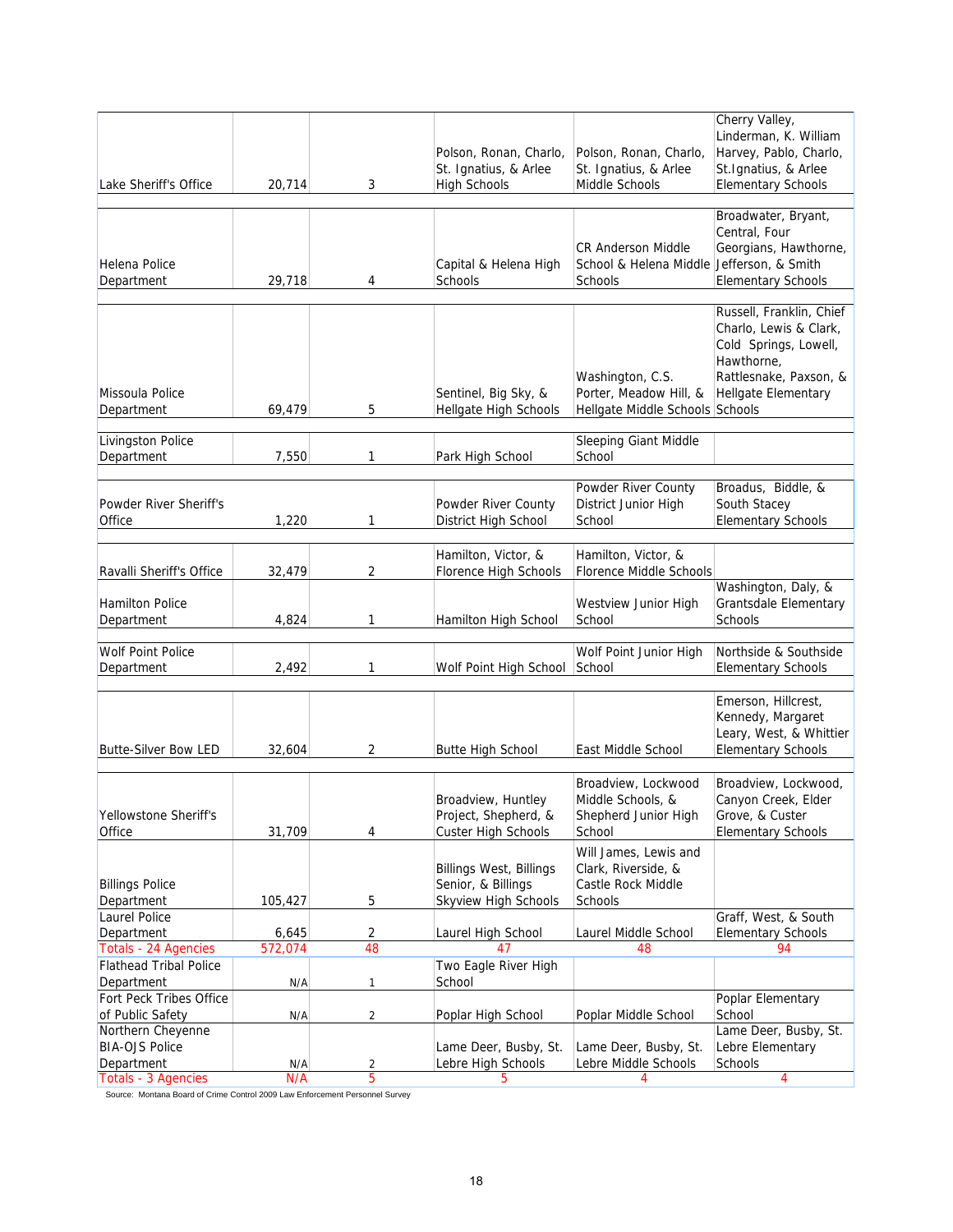| | | | | | |
|---|---|---|---|---|---|
| Lake Sheriff's Office | 20,714 | 3 | Polson, Ronan, Charlo, St. Ignatius, & Arlee High Schools | Polson, Ronan, Charlo, St. Ignatius, & Arlee Middle Schools | Cherry Valley, Linderman, K. William Harvey, Pablo, Charlo, St.Ignatius, & Arlee Elementary Schools |
| Helena Police Department | 29,718 | 4 | Capital & Helena High Schools | CR Anderson Middle School & Helena Middle Schools | Broadwater, Bryant, Central, Four Georgians, Hawthorne, Jefferson, & Smith Elementary Schools |
| Missoula Police Department | 69,479 | 5 | Sentinel, Big Sky, & Hellgate High Schools | Washington, C.S. Porter, Meadow Hill, & Hellgate Middle Schools | Russell, Franklin, Chief Charlo, Lewis & Clark, Cold Springs, Lowell, Hawthorne, Rattlesnake, Paxson, & Hellgate Elementary Schools |
| Livingston Police Department | 7,550 | 1 | Park High School | Sleeping Giant Middle School | |
| Powder River Sheriff's Office | 1,220 | 1 | Powder River County District High School | Powder River County District Junior High School | Broadus, Biddle, & South Stacey Elementary Schools |
| Ravalli Sheriff's Office | 32,479 | 2 | Hamilton, Victor, & Florence High Schools | Hamilton, Victor, & Florence Middle Schools | |
| Hamilton Police Department | 4,824 | 1 | Hamilton High School | Westview Junior High School | Washington, Daly, & Grantsdale Elementary Schools |
| Wolf Point Police Department | 2,492 | 1 | Wolf Point High School | Wolf Point Junior High School | Northside & Southside Elementary Schools |
| Butte-Silver Bow LED | 32,604 | 2 | Butte High School | East Middle School | Emerson, Hillcrest, Kennedy, Margaret Leary, West, & Whittier Elementary Schools |
| Yellowstone Sheriff's Office | 31,709 | 4 | Broadview, Huntley Project, Shepherd, & Custer High Schools | Broadview, Lockwood Middle Schools, & Shepherd Junior High School | Broadview, Lockwood, Canyon Creek, Elder Grove, & Custer Elementary Schools |
| Billings Police Department | 105,427 | 5 | Billings West, Billings Senior, & Billings Skyview High Schools | Will James, Lewis and Clark, Riverside, & Castle Rock Middle Schools | |
| Laurel Police Department | 6,645 | 2 | Laurel High School | Laurel Middle School | Graff, West, & South Elementary Schools |
| Totals - 24 Agencies | 572,074 | 48 | 47 | 48 | 94 |
| Flathead Tribal Police Department | N/A | 1 | Two Eagle River High School | | |
| Fort Peck Tribes Office of Public Safety | N/A | 2 | Poplar High School | Poplar Middle School | Poplar Elementary School |
| Northern Cheyenne BIA-OJS Police Department | N/A | 2 | Lame Deer, Busby, St. Lebre High Schools | Lame Deer, Busby, St. Lebre Middle Schools | Lame Deer, Busby, St. Lebre Elementary Schools |
| Totals - 3 Agencies | N/A | 5 | 5 | 4 | 4 |

Source: Montana Board of Crime Control 2009 Law Enforcement Personnel Survey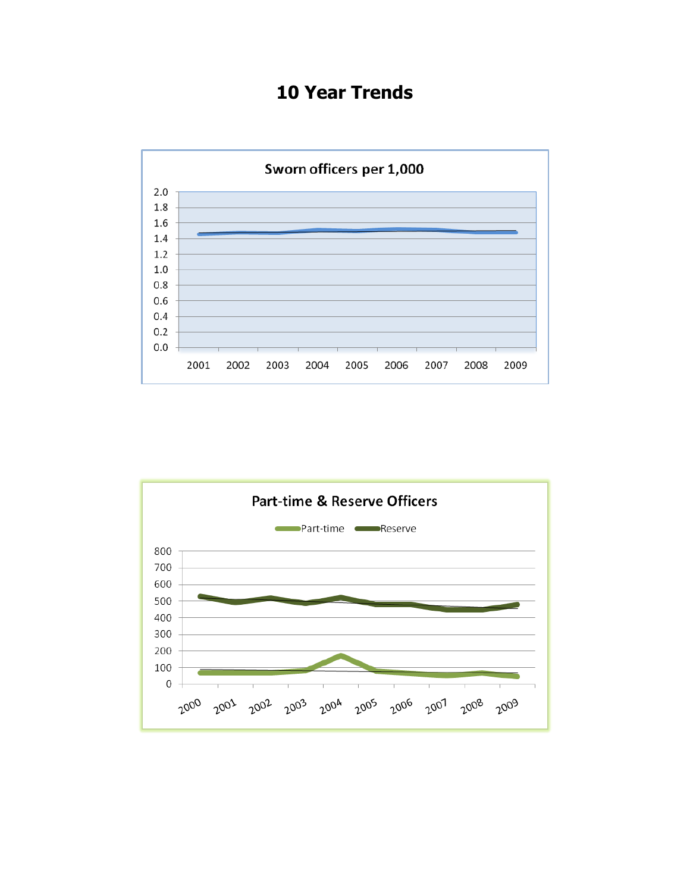# 10 Year Trends

Sworn officers per 1,000

Part-time & Reserve Officers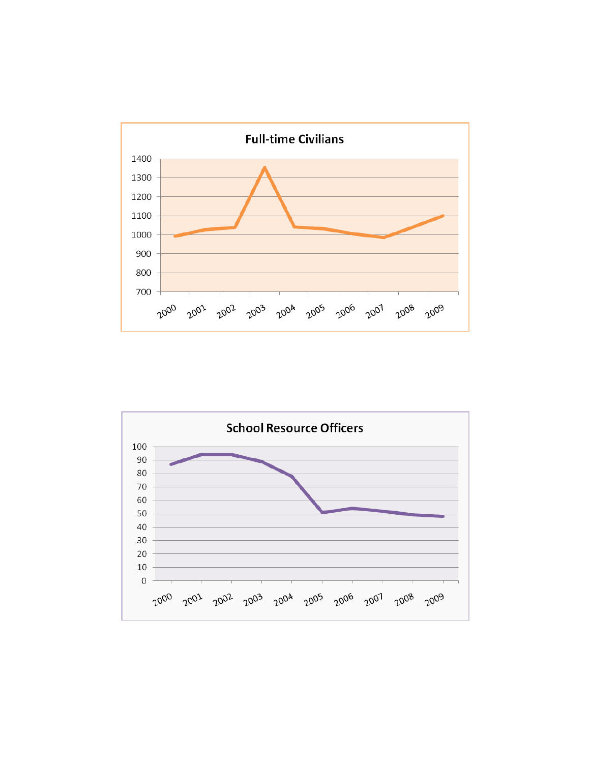## Full-time Civilians

## School Resource Officers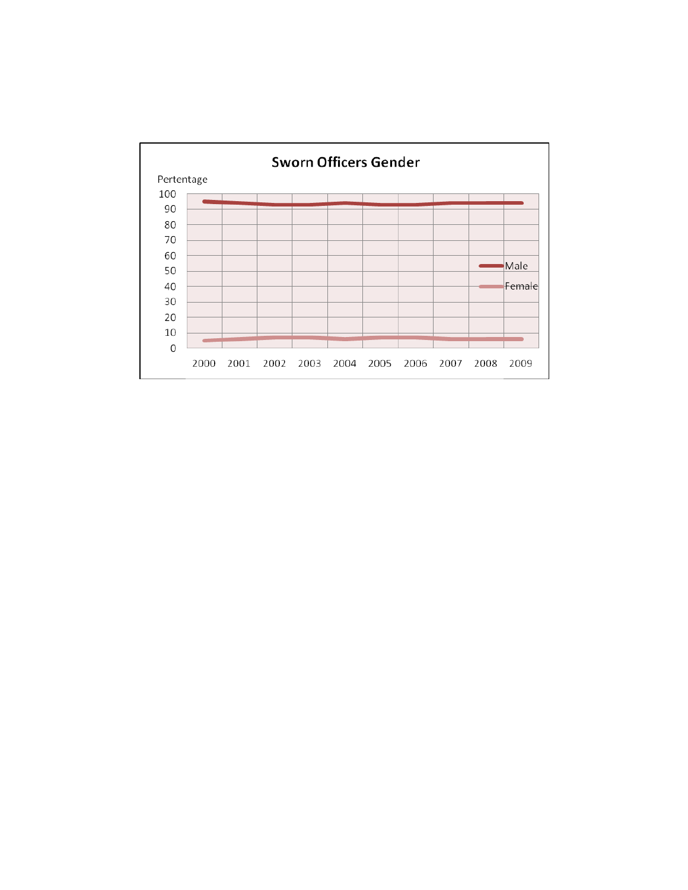**Sworn Officers Gender**

Pertentage

100
90
80
70
60
50
40
30
20
10
0

Male
Female

2000 2001 2002 2003 2004 2005 2006 2007 2008 2009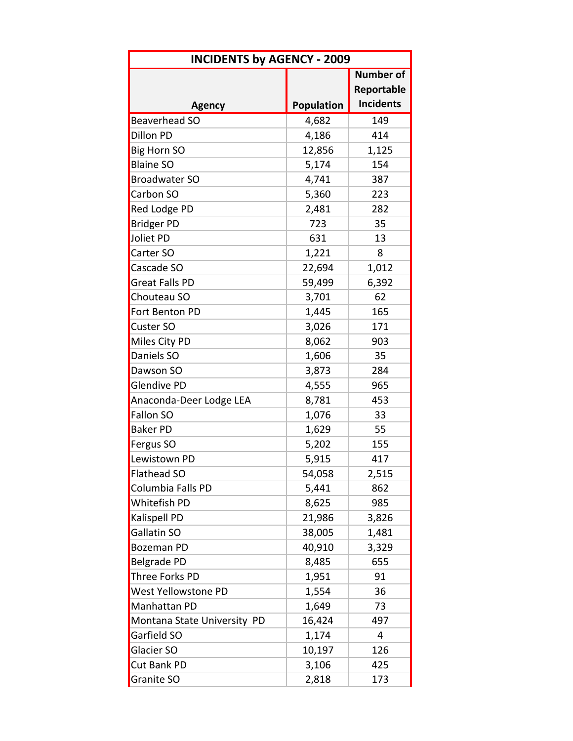| INCIDENTS by AGENCY - 2009 | | |
|---|---|---|
| Agency | Population | Number of Reportable Incidents |
| Beaverhead SO | 4,682 | 149 |
| Dillon PD | 4,186 | 414 |
| Big Horn SO | 12,856 | 1,125 |
| Blaine SO | 5,174 | 154 |
| Broadwater SO | 4,741 | 387 |
| Carbon SO | 5,360 | 223 |
| Red Lodge PD | 2,481 | 282 |
| Bridger PD | 723 | 35 |
| Joliet PD | 631 | 13 |
| Carter SO | 1,221 | 8 |
| Cascade SO | 22,694 | 1,012 |
| Great Falls PD | 59,499 | 6,392 |
| Chouteau SO | 3,701 | 62 |
| Fort Benton PD | 1,445 | 165 |
| Custer SO | 3,026 | 171 |
| Miles City PD | 8,062 | 903 |
| Daniels SO | 1,606 | 35 |
| Dawson SO | 3,873 | 284 |
| Glendive PD | 4,555 | 965 |
| Anaconda-Deer Lodge LEA | 8,781 | 453 |
| Fallon SO | 1,076 | 33 |
| Baker PD | 1,629 | 55 |
| Fergus SO | 5,202 | 155 |
| Lewistown PD | 5,915 | 417 |
| Flathead SO | 54,058 | 2,515 |
| Columbia Falls PD | 5,441 | 862 |
| Whitefish PD | 8,625 | 985 |
| Kalispell PD | 21,986 | 3,826 |
| Gallatin SO | 38,005 | 1,481 |
| Bozeman PD | 40,910 | 3,329 |
| Belgrade PD | 8,485 | 655 |
| Three Forks PD | 1,951 | 91 |
| West Yellowstone PD | 1,554 | 36 |
| Manhattan PD | 1,649 | 73 |
| Montana State University PD | 16,424 | 497 |
| Garfield SO | 1,174 | 4 |
| Glacier SO | 10,197 | 126 |
| Cut Bank PD | 3,106 | 425 |
| Granite SO | 2,818 | 173 |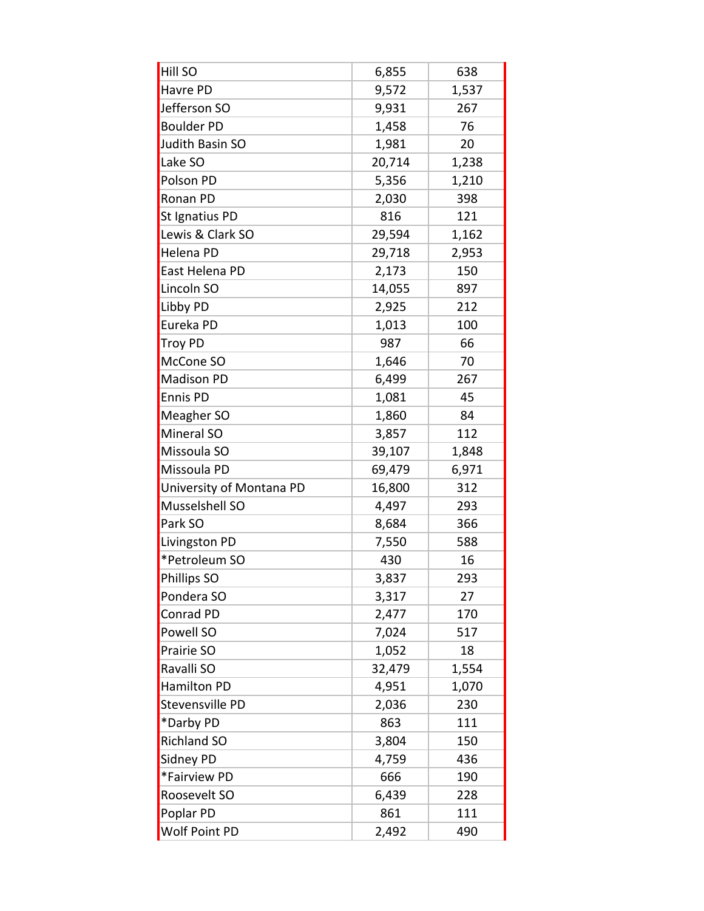| | | |
|---|---|---|
| Hill SO | 6,855 | 638 |
| Havre PD | 9,572 | 1,537 |
| Jefferson SO | 9,931 | 267 |
| Boulder PD | 1,458 | 76 |
| Judith Basin SO | 1,981 | 20 |
| Lake SO | 20,714 | 1,238 |
| Polson PD | 5,356 | 1,210 |
| Ronan PD | 2,030 | 398 |
| St Ignatius PD | 816 | 121 |
| Lewis & Clark SO | 29,594 | 1,162 |
| Helena PD | 29,718 | 2,953 |
| East Helena PD | 2,173 | 150 |
| Lincoln SO | 14,055 | 897 |
| Libby PD | 2,925 | 212 |
| Eureka PD | 1,013 | 100 |
| Troy PD | 987 | 66 |
| McCone SO | 1,646 | 70 |
| Madison PD | 6,499 | 267 |
| Ennis PD | 1,081 | 45 |
| Meagher SO | 1,860 | 84 |
| Mineral SO | 3,857 | 112 |
| Missoula SO | 39,107 | 1,848 |
| Missoula PD | 69,479 | 6,971 |
| University of Montana PD | 16,800 | 312 |
| Musselshell SO | 4,497 | 293 |
| Park SO | 8,684 | 366 |
| Livingston PD | 7,550 | 588 |
| *Petroleum SO | 430 | 16 |
| Phillips SO | 3,837 | 293 |
| Pondera SO | 3,317 | 27 |
| Conrad PD | 2,477 | 170 |
| Powell SO | 7,024 | 517 |
| Prairie SO | 1,052 | 18 |
| Ravalli SO | 32,479 | 1,554 |
| Hamilton PD | 4,951 | 1,070 |
| Stevensville PD | 2,036 | 230 |
| *Darby PD | 863 | 111 |
| Richland SO | 3,804 | 150 |
| Sidney PD | 4,759 | 436 |
| *Fairview PD | 666 | 190 |
| Roosevelt SO | 6,439 | 228 |
| Poplar PD | 861 | 111 |
| Wolf Point PD | 2,492 | 490 |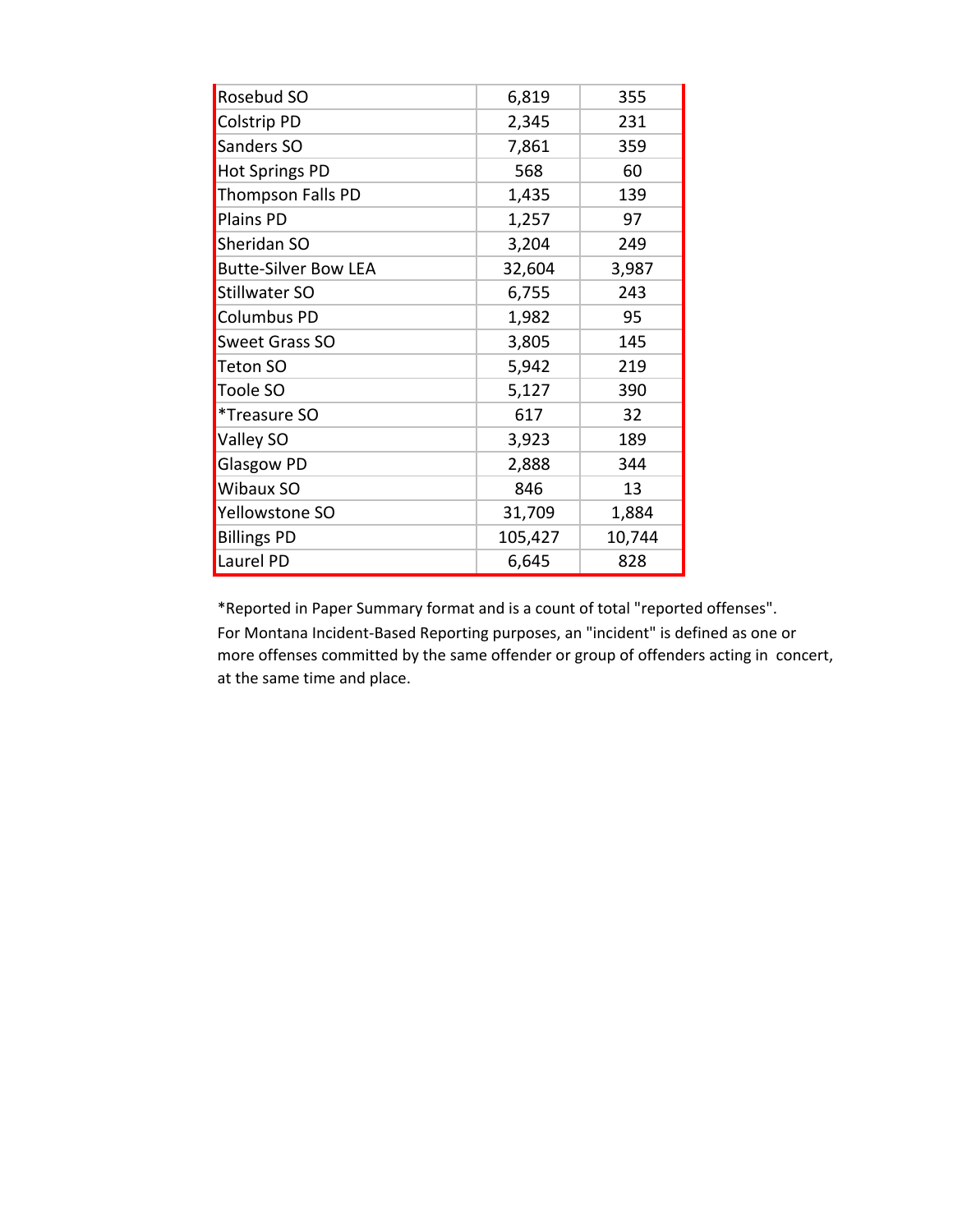| | | |
|---|---|---|
| Rosebud SO | 6,819 | 355 |
| Colstrip PD | 2,345 | 231 |
| Sanders SO | 7,861 | 359 |
| Hot Springs PD | 568 | 60 |
| Thompson Falls PD | 1,435 | 139 |
| Plains PD | 1,257 | 97 |
| Sheridan SO | 3,204 | 249 |
| Butte-Silver Bow LEA | 32,604 | 3,987 |
| Stillwater SO | 6,755 | 243 |
| Columbus PD | 1,982 | 95 |
| Sweet Grass SO | 3,805 | 145 |
| Teton SO | 5,942 | 219 |
| Toole SO | 5,127 | 390 |
| *Treasure SO | 617 | 32 |
| Valley SO | 3,923 | 189 |
| Glasgow PD | 2,888 | 344 |
| Wibaux SO | 846 | 13 |
| Yellowstone SO | 31,709 | 1,884 |
| Billings PD | 105,427 | 10,744 |
| Laurel PD | 6,645 | 828 |

*Reported in Paper Summary format and is a count of total "reported offenses".
For Montana Incident-Based Reporting purposes, an "incident" is defined as one or more offenses committed by the same offender or group of offenders acting in concert, at the same time and place.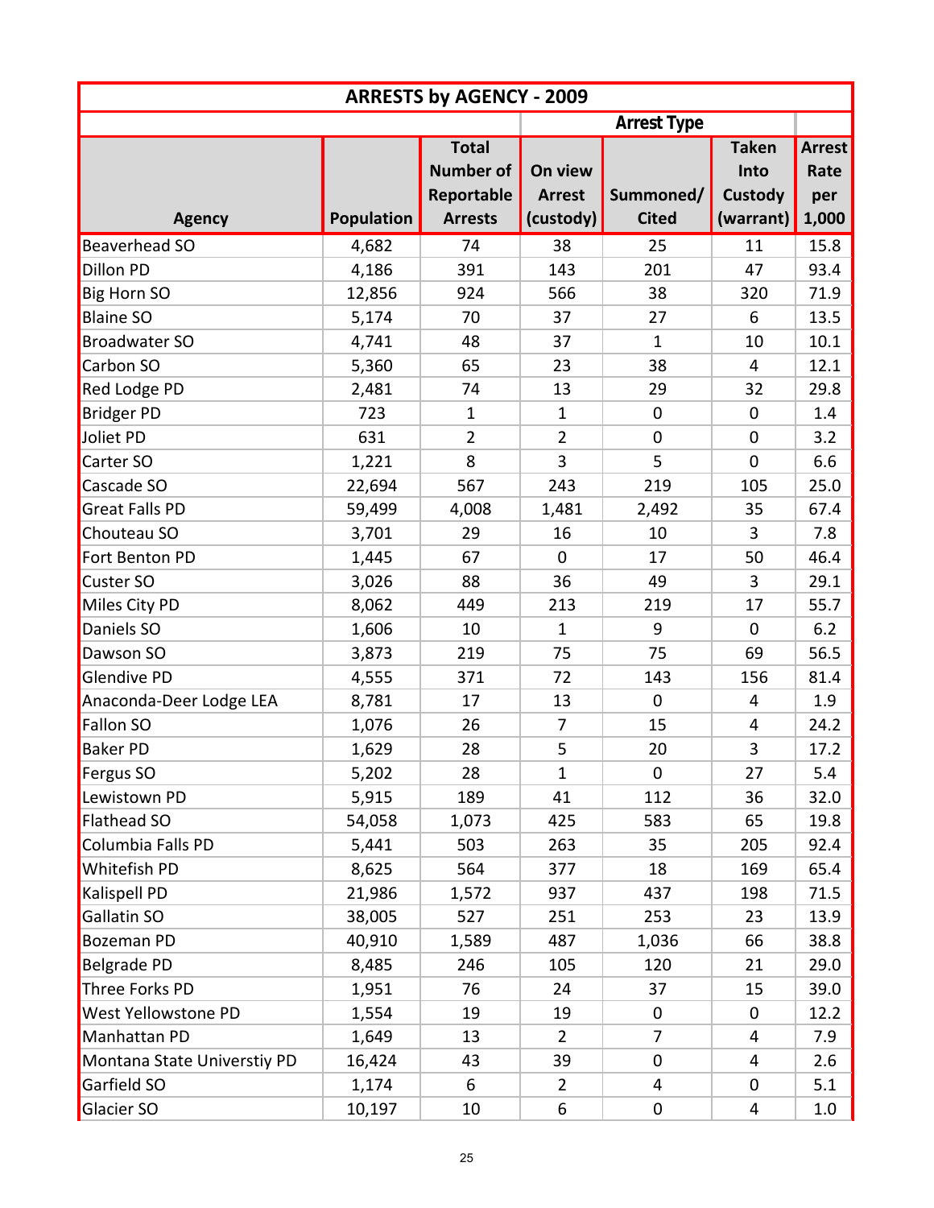| ARRESTS by AGENCY - 2009 | | | | | | |
|---|---|---|---|---|---|---|
| | | | Arrest Type | | | |
| Agency | Population | Total Number of Reportable Arrests | On view Arrest (custody) | Summoned/ Cited | Taken Into Custody (warrant) | Arrest Rate per 1,000 |
| Beaverhead SO | 4,682 | 74 | 38 | 25 | 11 | 15.8 |
| Dillon PD | 4,186 | 391 | 143 | 201 | 47 | 93.4 |
| Big Horn SO | 12,856 | 924 | 566 | 38 | 320 | 71.9 |
| Blaine SO | 5,174 | 70 | 37 | 27 | 6 | 13.5 |
| Broadwater SO | 4,741 | 48 | 37 | 1 | 10 | 10.1 |
| Carbon SO | 5,360 | 65 | 23 | 38 | 4 | 12.1 |
| Red Lodge PD | 2,481 | 74 | 13 | 29 | 32 | 29.8 |
| Bridger PD | 723 | 1 | 1 | 0 | 0 | 1.4 |
| Joliet PD | 631 | 2 | 2 | 0 | 0 | 3.2 |
| Carter SO | 1,221 | 8 | 3 | 5 | 0 | 6.6 |
| Cascade SO | 22,694 | 567 | 243 | 219 | 105 | 25.0 |
| Great Falls PD | 59,499 | 4,008 | 1,481 | 2,492 | 35 | 67.4 |
| Chouteau SO | 3,701 | 29 | 16 | 10 | 3 | 7.8 |
| Fort Benton PD | 1,445 | 67 | 0 | 17 | 50 | 46.4 |
| Custer SO | 3,026 | 88 | 36 | 49 | 3 | 29.1 |
| Miles City PD | 8,062 | 449 | 213 | 219 | 17 | 55.7 |
| Daniels SO | 1,606 | 10 | 1 | 9 | 0 | 6.2 |
| Dawson SO | 3,873 | 219 | 75 | 75 | 69 | 56.5 |
| Glendive PD | 4,555 | 371 | 72 | 143 | 156 | 81.4 |
| Anaconda-Deer Lodge LEA | 8,781 | 17 | 13 | 0 | 4 | 1.9 |
| Fallon SO | 1,076 | 26 | 7 | 15 | 4 | 24.2 |
| Baker PD | 1,629 | 28 | 5 | 20 | 3 | 17.2 |
| Fergus SO | 5,202 | 28 | 1 | 0 | 27 | 5.4 |
| Lewistown PD | 5,915 | 189 | 41 | 112 | 36 | 32.0 |
| Flathead SO | 54,058 | 1,073 | 425 | 583 | 65 | 19.8 |
| Columbia Falls PD | 5,441 | 503 | 263 | 35 | 205 | 92.4 |
| Whitefish PD | 8,625 | 564 | 377 | 18 | 169 | 65.4 |
| Kalispell PD | 21,986 | 1,572 | 937 | 437 | 198 | 71.5 |
| Gallatin SO | 38,005 | 527 | 251 | 253 | 23 | 13.9 |
| Bozeman PD | 40,910 | 1,589 | 487 | 1,036 | 66 | 38.8 |
| Belgrade PD | 8,485 | 246 | 105 | 120 | 21 | 29.0 |
| Three Forks PD | 1,951 | 76 | 24 | 37 | 15 | 39.0 |
| West Yellowstone PD | 1,554 | 19 | 19 | 0 | 0 | 12.2 |
| Manhattan PD | 1,649 | 13 | 2 | 7 | 4 | 7.9 |
| Montana State Universtiy PD | 16,424 | 43 | 39 | 0 | 4 | 2.6 |
| Garfield SO | 1,174 | 6 | 2 | 4 | 0 | 5.1 |
| Glacier SO | 10,197 | 10 | 6 | 0 | 4 | 1.0 |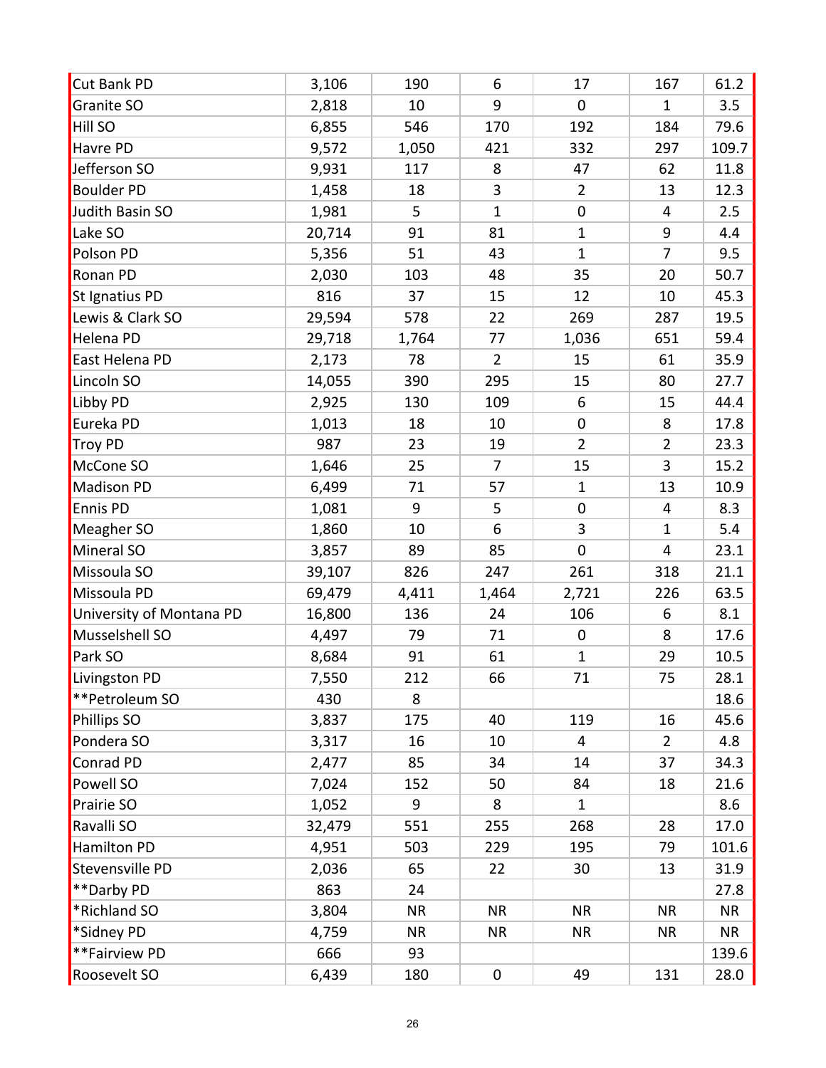| | | | | | | |
|---|---|---|---|---|---|---|
| Cut Bank PD | 3,106 | 190 | 6 | 17 | 167 | 61.2 |
| Granite SO | 2,818 | 10 | 9 | 0 | 1 | 3.5 |
| Hill SO | 6,855 | 546 | 170 | 192 | 184 | 79.6 |
| Havre PD | 9,572 | 1,050 | 421 | 332 | 297 | 109.7 |
| Jefferson SO | 9,931 | 117 | 8 | 47 | 62 | 11.8 |
| Boulder PD | 1,458 | 18 | 3 | 2 | 13 | 12.3 |
| Judith Basin SO | 1,981 | 5 | 1 | 0 | 4 | 2.5 |
| Lake SO | 20,714 | 91 | 81 | 1 | 9 | 4.4 |
| Polson PD | 5,356 | 51 | 43 | 1 | 7 | 9.5 |
| Ronan PD | 2,030 | 103 | 48 | 35 | 20 | 50.7 |
| St Ignatius PD | 816 | 37 | 15 | 12 | 10 | 45.3 |
| Lewis & Clark SO | 29,594 | 578 | 22 | 269 | 287 | 19.5 |
| Helena PD | 29,718 | 1,764 | 77 | 1,036 | 651 | 59.4 |
| East Helena PD | 2,173 | 78 | 2 | 15 | 61 | 35.9 |
| Lincoln SO | 14,055 | 390 | 295 | 15 | 80 | 27.7 |
| Libby PD | 2,925 | 130 | 109 | 6 | 15 | 44.4 |
| Eureka PD | 1,013 | 18 | 10 | 0 | 8 | 17.8 |
| Troy PD | 987 | 23 | 19 | 2 | 2 | 23.3 |
| McCone SO | 1,646 | 25 | 7 | 15 | 3 | 15.2 |
| Madison PD | 6,499 | 71 | 57 | 1 | 13 | 10.9 |
| Ennis PD | 1,081 | 9 | 5 | 0 | 4 | 8.3 |
| Meagher SO | 1,860 | 10 | 6 | 3 | 1 | 5.4 |
| Mineral SO | 3,857 | 89 | 85 | 0 | 4 | 23.1 |
| Missoula SO | 39,107 | 826 | 247 | 261 | 318 | 21.1 |
| Missoula PD | 69,479 | 4,411 | 1,464 | 2,721 | 226 | 63.5 |
| University of Montana PD | 16,800 | 136 | 24 | 106 | 6 | 8.1 |
| Musselshell SO | 4,497 | 79 | 71 | 0 | 8 | 17.6 |
| Park SO | 8,684 | 91 | 61 | 1 | 29 | 10.5 |
| Livingston PD | 7,550 | 212 | 66 | 71 | 75 | 28.1 |
| **Petroleum SO | 430 | 8 | | | | 18.6 |
| Phillips SO | 3,837 | 175 | 40 | 119 | 16 | 45.6 |
| Pondera SO | 3,317 | 16 | 10 | 4 | 2 | 4.8 |
| Conrad PD | 2,477 | 85 | 34 | 14 | 37 | 34.3 |
| Powell SO | 7,024 | 152 | 50 | 84 | 18 | 21.6 |
| Prairie SO | 1,052 | 9 | 8 | 1 | | 8.6 |
| Ravalli SO | 32,479 | 551 | 255 | 268 | 28 | 17.0 |
| Hamilton PD | 4,951 | 503 | 229 | 195 | 79 | 101.6 |
| Stevensville PD | 2,036 | 65 | 22 | 30 | 13 | 31.9 |
| **Darby PD | 863 | 24 | | | | 27.8 |
| *Richland SO | 3,804 | NR | NR | NR | NR | NR |
| *Sidney PD | 4,759 | NR | NR | NR | NR | NR |
| **Fairview PD | 666 | 93 | | | | 139.6 |
| Roosevelt SO | 6,439 | 180 | 0 | 49 | 131 | 28.0 |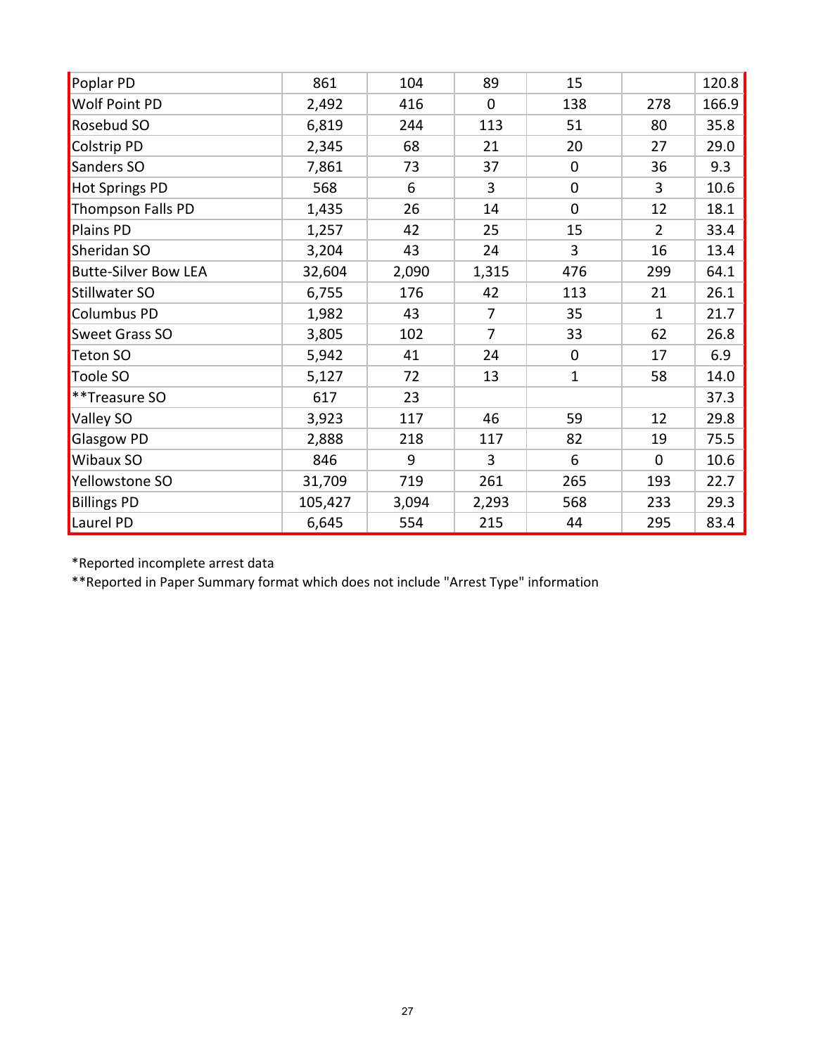| | | | | | | |
|---|---|---|---|---|---|---|
| Poplar PD | 861 | 104 | 89 | 15 | | 120.8 |
| Wolf Point PD | 2,492 | 416 | 0 | 138 | 278 | 166.9 |
| Rosebud SO | 6,819 | 244 | 113 | 51 | 80 | 35.8 |
| Colstrip PD | 2,345 | 68 | 21 | 20 | 27 | 29.0 |
| Sanders SO | 7,861 | 73 | 37 | 0 | 36 | 9.3 |
| Hot Springs PD | 568 | 6 | 3 | 0 | 3 | 10.6 |
| Thompson Falls PD | 1,435 | 26 | 14 | 0 | 12 | 18.1 |
| Plains PD | 1,257 | 42 | 25 | 15 | 2 | 33.4 |
| Sheridan SO | 3,204 | 43 | 24 | 3 | 16 | 13.4 |
| Butte-Silver Bow LEA | 32,604 | 2,090 | 1,315 | 476 | 299 | 64.1 |
| Stillwater SO | 6,755 | 176 | 42 | 113 | 21 | 26.1 |
| Columbus PD | 1,982 | 43 | 7 | 35 | 1 | 21.7 |
| Sweet Grass SO | 3,805 | 102 | 7 | 33 | 62 | 26.8 |
| Teton SO | 5,942 | 41 | 24 | 0 | 17 | 6.9 |
| Toole SO | 5,127 | 72 | 13 | 1 | 58 | 14.0 |
| **Treasure SO | 617 | 23 | | | | 37.3 |
| Valley SO | 3,923 | 117 | 46 | 59 | 12 | 29.8 |
| Glasgow PD | 2,888 | 218 | 117 | 82 | 19 | 75.5 |
| Wibaux SO | 846 | 9 | 3 | 6 | 0 | 10.6 |
| Yellowstone SO | 31,709 | 719 | 261 | 265 | 193 | 22.7 |
| Billings PD | 105,427 | 3,094 | 2,293 | 568 | 233 | 29.3 |
| Laurel PD | 6,645 | 554 | 215 | 44 | 295 | 83.4 |

*Reported incomplete arrest data

**Reported in Paper Summary format which does not include "Arrest Type" information